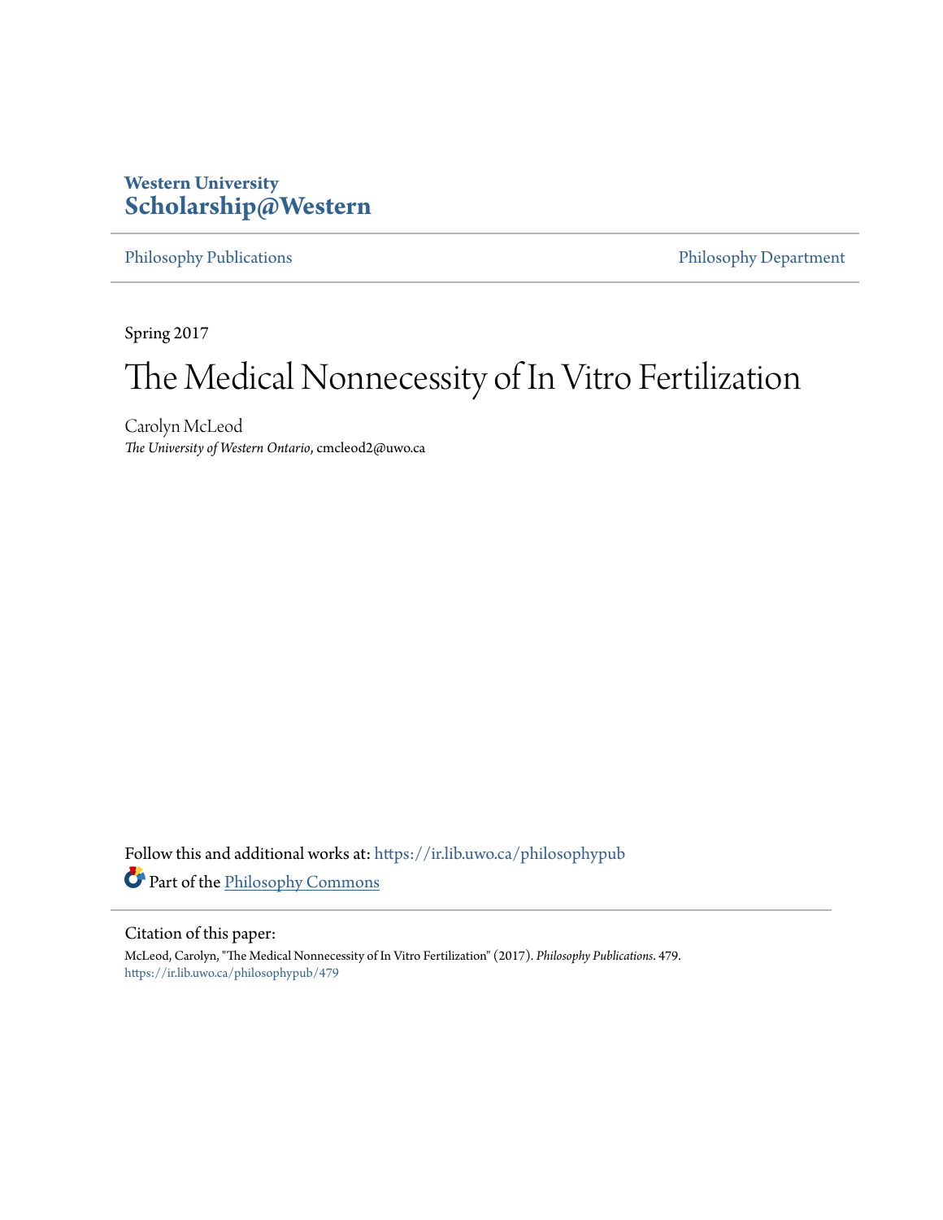**Western University**
**Scholarship@Western**

Philosophy Publications | Philosophy Department

Spring 2017

# The Medical Nonnecessity of In Vitro Fertilization

Carolyn McLeod
*The University of Western Ontario*, cmcleod2@uwo.ca

Follow this and additional works at: https://ir.lib.uwo.ca/philosophypub

Part of the Philosophy Commons

Citation of this paper:
McLeod, Carolyn, "The Medical Nonnecessity of In Vitro Fertilization" (2017). *Philosophy Publications*. 479.
https://ir.lib.uwo.ca/philosophypub/479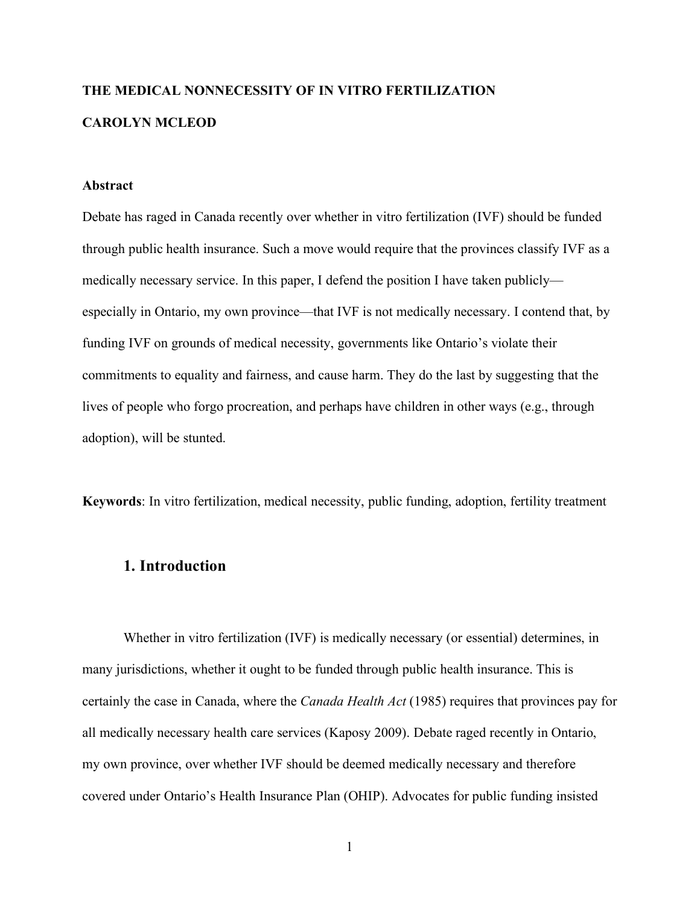**THE MEDICAL NONNECESSITY OF IN VITRO FERTILIZATION**

**CAROLYN MCLEOD**

**Abstract**

Debate has raged in Canada recently over whether in vitro fertilization (IVF) should be funded through public health insurance. Such a move would require that the provinces classify IVF as a medically necessary service. In this paper, I defend the position I have taken publicly—especially in Ontario, my own province—that IVF is not medically necessary. I contend that, by funding IVF on grounds of medical necessity, governments like Ontario's violate their commitments to equality and fairness, and cause harm. They do the last by suggesting that the lives of people who forgo procreation, and perhaps have children in other ways (e.g., through adoption), will be stunted.

**Keywords**: In vitro fertilization, medical necessity, public funding, adoption, fertility treatment

## 1. Introduction

Whether in vitro fertilization (IVF) is medically necessary (or essential) determines, in many jurisdictions, whether it ought to be funded through public health insurance. This is certainly the case in Canada, where the *Canada Health Act* (1985) requires that provinces pay for all medically necessary health care services (Kaposy 2009). Debate raged recently in Ontario, my own province, over whether IVF should be deemed medically necessary and therefore covered under Ontario's Health Insurance Plan (OHIP). Advocates for public funding insisted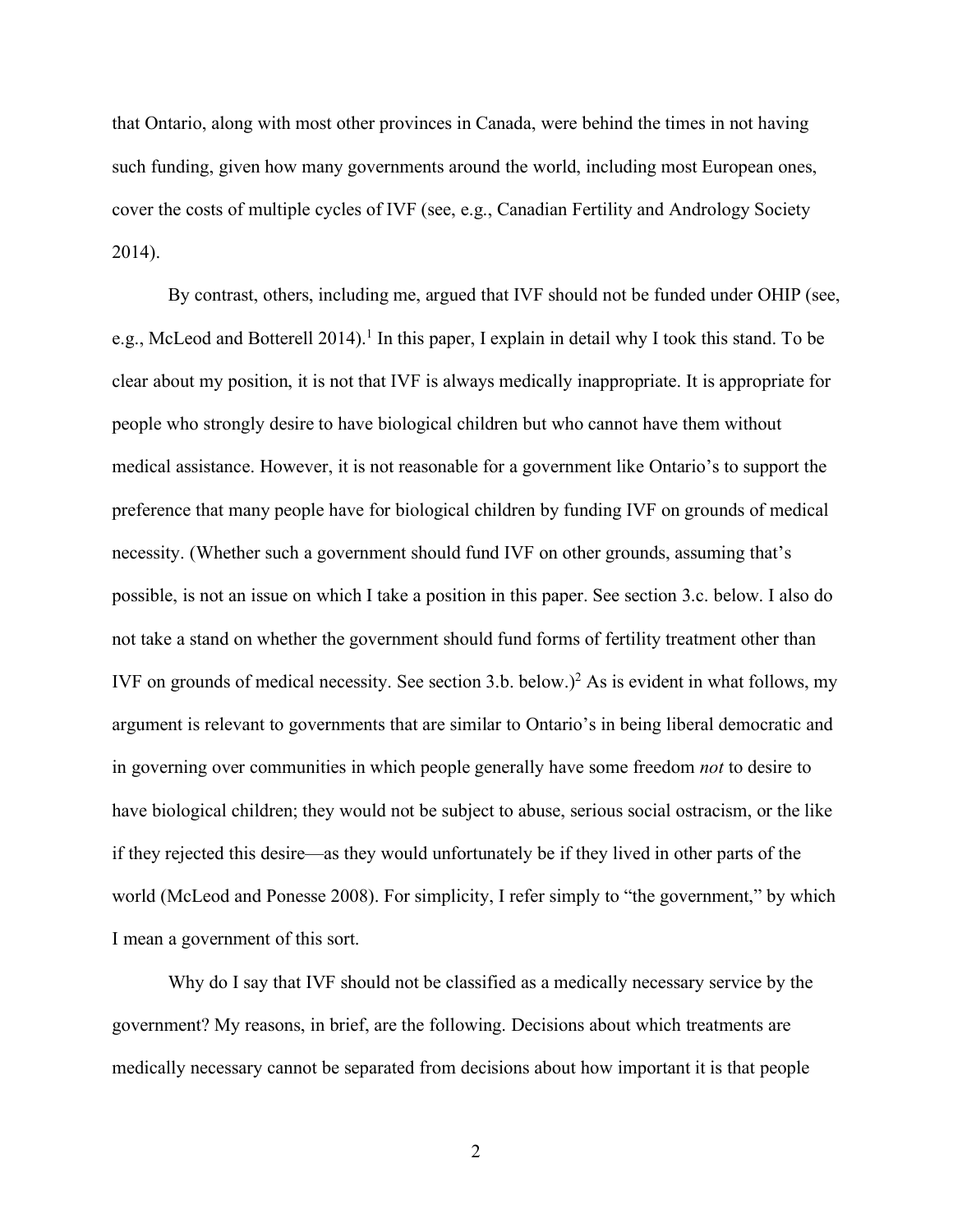that Ontario, along with most other provinces in Canada, were behind the times in not having such funding, given how many governments around the world, including most European ones, cover the costs of multiple cycles of IVF (see, e.g., Canadian Fertility and Andrology Society 2014).

By contrast, others, including me, argued that IVF should not be funded under OHIP (see, e.g., McLeod and Botterell 2014).[1] In this paper, I explain in detail why I took this stand. To be clear about my position, it is not that IVF is always medically inappropriate. It is appropriate for people who strongly desire to have biological children but who cannot have them without medical assistance. However, it is not reasonable for a government like Ontario's to support the preference that many people have for biological children by funding IVF on grounds of medical necessity. (Whether such a government should fund IVF on other grounds, assuming that's possible, is not an issue on which I take a position in this paper. See section 3.c. below. I also do not take a stand on whether the government should fund forms of fertility treatment other than IVF on grounds of medical necessity. See section 3.b. below.)[2] As is evident in what follows, my argument is relevant to governments that are similar to Ontario's in being liberal democratic and in governing over communities in which people generally have some freedom *not* to desire to have biological children; they would not be subject to abuse, serious social ostracism, or the like if they rejected this desire—as they would unfortunately be if they lived in other parts of the world (McLeod and Ponesse 2008). For simplicity, I refer simply to "the government," by which I mean a government of this sort.

Why do I say that IVF should not be classified as a medically necessary service by the government? My reasons, in brief, are the following. Decisions about which treatments are medically necessary cannot be separated from decisions about how important it is that people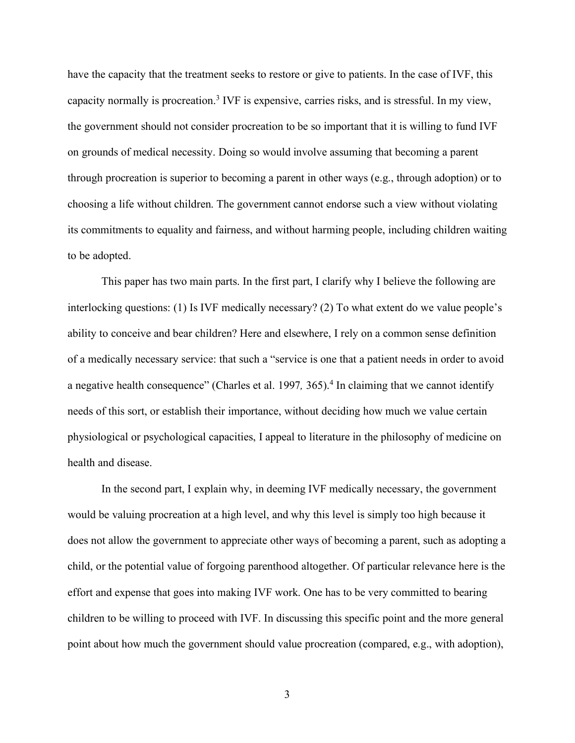have the capacity that the treatment seeks to restore or give to patients. In the case of IVF, this capacity normally is procreation.[3] IVF is expensive, carries risks, and is stressful. In my view, the government should not consider procreation to be so important that it is willing to fund IVF on grounds of medical necessity. Doing so would involve assuming that becoming a parent through procreation is superior to becoming a parent in other ways (e.g., through adoption) or to choosing a life without children. The government cannot endorse such a view without violating its commitments to equality and fairness, and without harming people, including children waiting to be adopted.

This paper has two main parts. In the first part, I clarify why I believe the following are interlocking questions: (1) Is IVF medically necessary? (2) To what extent do we value people's ability to conceive and bear children? Here and elsewhere, I rely on a common sense definition of a medically necessary service: that such a "service is one that a patient needs in order to avoid a negative health consequence" (Charles et al. 1997*,* 365).[4] In claiming that we cannot identify needs of this sort, or establish their importance, without deciding how much we value certain physiological or psychological capacities, I appeal to literature in the philosophy of medicine on health and disease.

In the second part, I explain why, in deeming IVF medically necessary, the government would be valuing procreation at a high level, and why this level is simply too high because it does not allow the government to appreciate other ways of becoming a parent, such as adopting a child, or the potential value of forgoing parenthood altogether. Of particular relevance here is the effort and expense that goes into making IVF work. One has to be very committed to bearing children to be willing to proceed with IVF. In discussing this specific point and the more general point about how much the government should value procreation (compared, e.g., with adoption),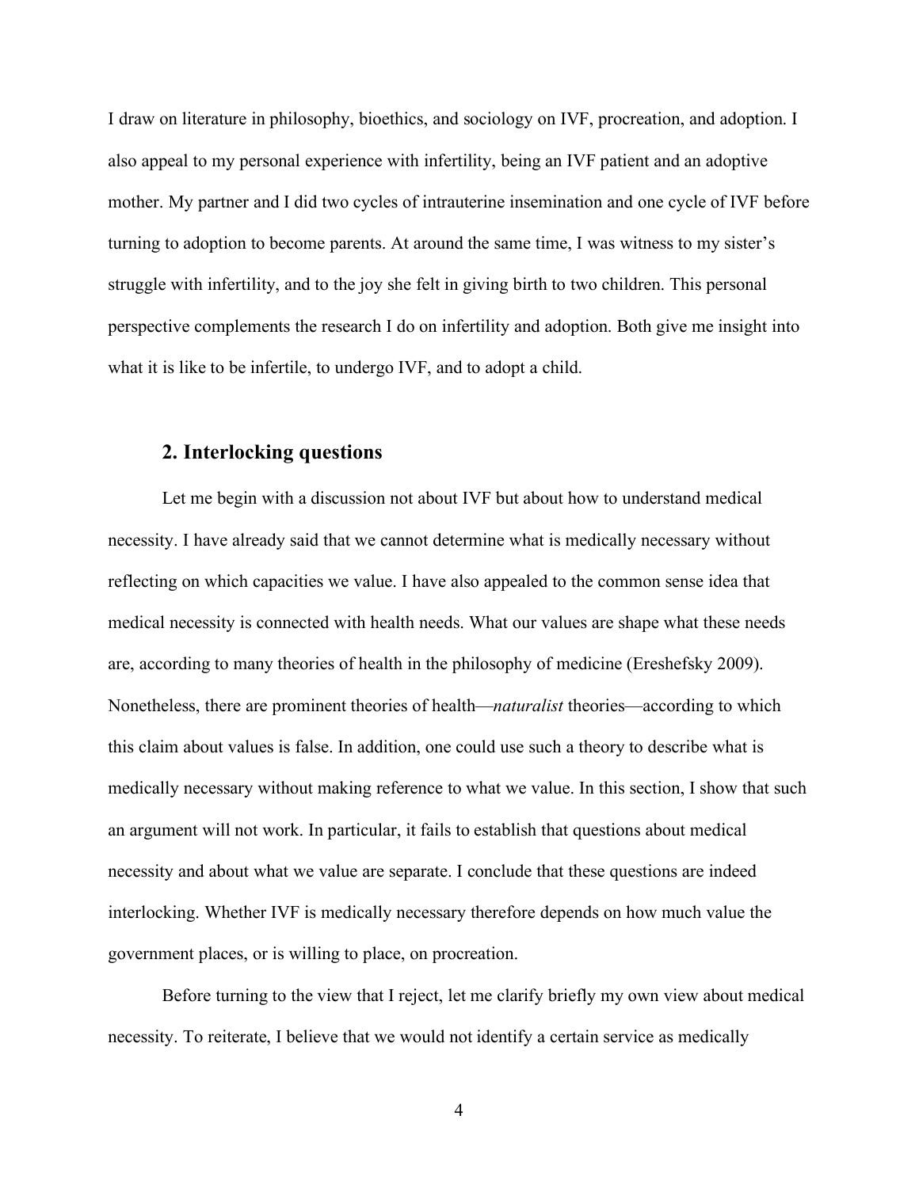I draw on literature in philosophy, bioethics, and sociology on IVF, procreation, and adoption. I also appeal to my personal experience with infertility, being an IVF patient and an adoptive mother. My partner and I did two cycles of intrauterine insemination and one cycle of IVF before turning to adoption to become parents. At around the same time, I was witness to my sister's struggle with infertility, and to the joy she felt in giving birth to two children. This personal perspective complements the research I do on infertility and adoption. Both give me insight into what it is like to be infertile, to undergo IVF, and to adopt a child.

## 2. Interlocking questions

Let me begin with a discussion not about IVF but about how to understand medical necessity. I have already said that we cannot determine what is medically necessary without reflecting on which capacities we value. I have also appealed to the common sense idea that medical necessity is connected with health needs. What our values are shape what these needs are, according to many theories of health in the philosophy of medicine (Ereshefsky 2009). Nonetheless, there are prominent theories of health—*naturalist* theories—according to which this claim about values is false. In addition, one could use such a theory to describe what is medically necessary without making reference to what we value. In this section, I show that such an argument will not work. In particular, it fails to establish that questions about medical necessity and about what we value are separate. I conclude that these questions are indeed interlocking. Whether IVF is medically necessary therefore depends on how much value the government places, or is willing to place, on procreation.

Before turning to the view that I reject, let me clarify briefly my own view about medical necessity. To reiterate, I believe that we would not identify a certain service as medically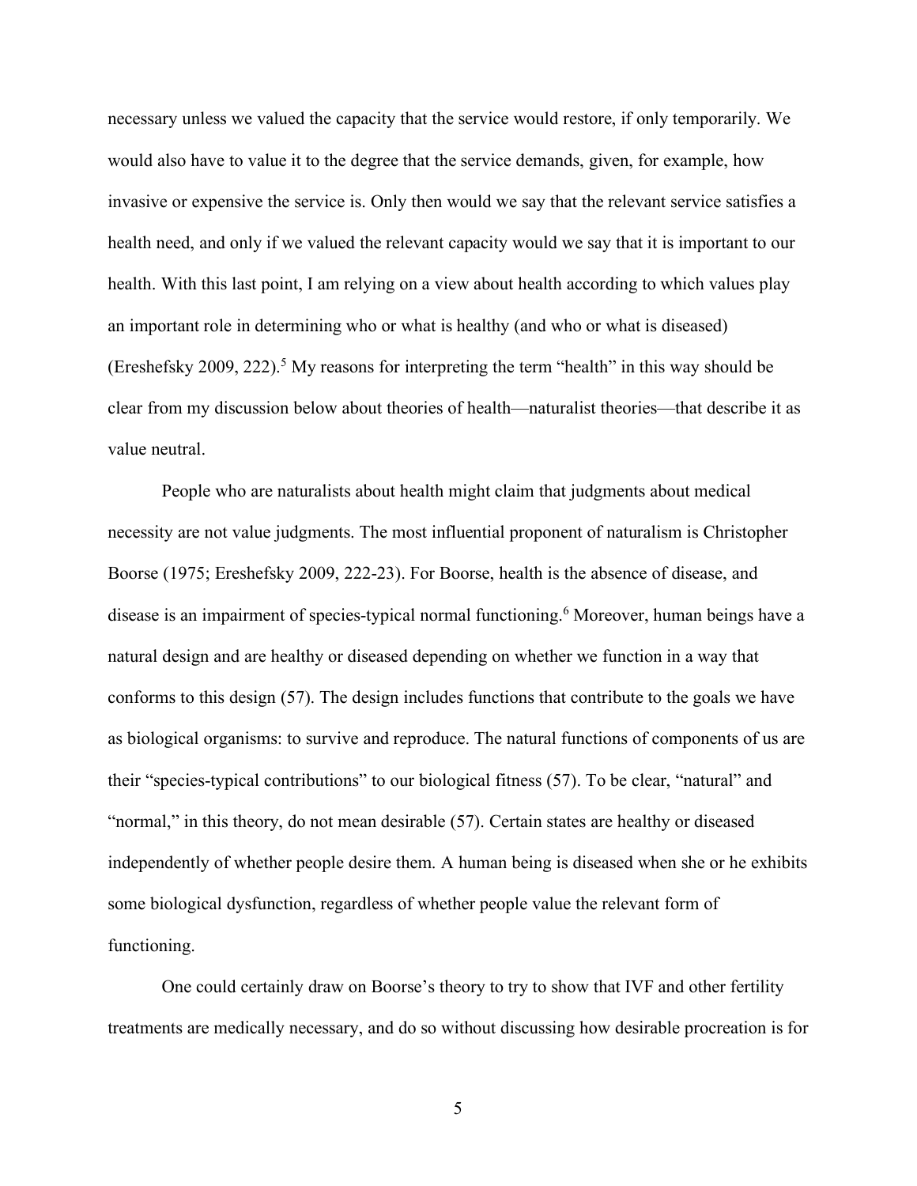necessary unless we valued the capacity that the service would restore, if only temporarily. We would also have to value it to the degree that the service demands, given, for example, how invasive or expensive the service is. Only then would we say that the relevant service satisfies a health need, and only if we valued the relevant capacity would we say that it is important to our health. With this last point, I am relying on a view about health according to which values play an important role in determining who or what is healthy (and who or what is diseased) (Ereshefsky 2009, 222).[5] My reasons for interpreting the term "health" in this way should be clear from my discussion below about theories of health—naturalist theories—that describe it as value neutral.

People who are naturalists about health might claim that judgments about medical necessity are not value judgments. The most influential proponent of naturalism is Christopher Boorse (1975; Ereshefsky 2009, 222-23). For Boorse, health is the absence of disease, and disease is an impairment of species-typical normal functioning.[6] Moreover, human beings have a natural design and are healthy or diseased depending on whether we function in a way that conforms to this design (57). The design includes functions that contribute to the goals we have as biological organisms: to survive and reproduce. The natural functions of components of us are their "species-typical contributions" to our biological fitness (57). To be clear, "natural" and "normal," in this theory, do not mean desirable (57). Certain states are healthy or diseased independently of whether people desire them. A human being is diseased when she or he exhibits some biological dysfunction, regardless of whether people value the relevant form of functioning.

One could certainly draw on Boorse's theory to try to show that IVF and other fertility treatments are medically necessary, and do so without discussing how desirable procreation is for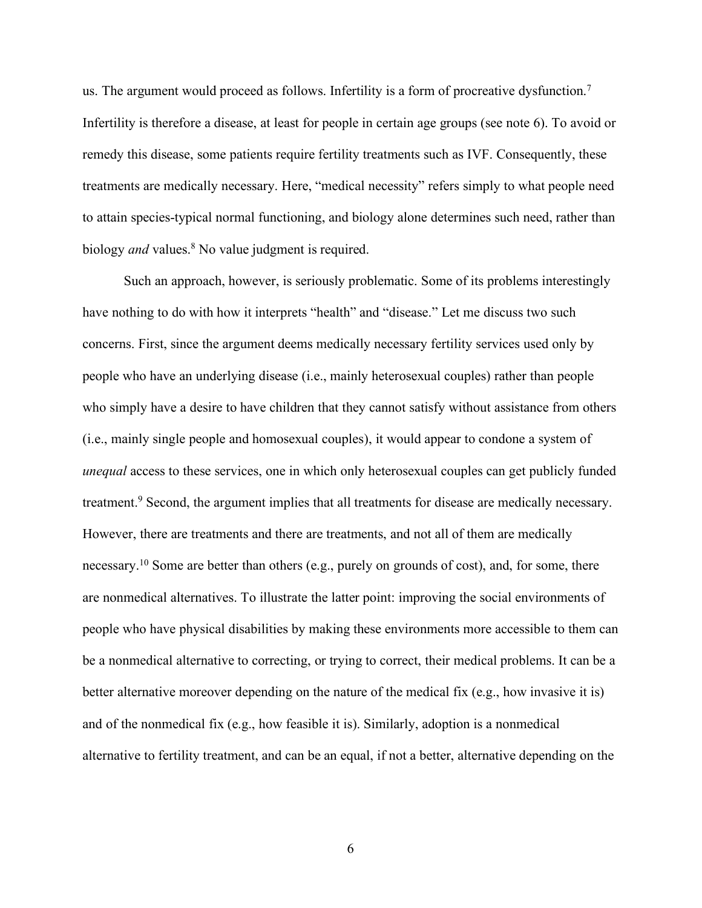us. The argument would proceed as follows. Infertility is a form of procreative dysfunction.[7] Infertility is therefore a disease, at least for people in certain age groups (see note 6). To avoid or remedy this disease, some patients require fertility treatments such as IVF. Consequently, these treatments are medically necessary. Here, "medical necessity" refers simply to what people need to attain species-typical normal functioning, and biology alone determines such need, rather than biology *and* values.[8] No value judgment is required.

Such an approach, however, is seriously problematic. Some of its problems interestingly have nothing to do with how it interprets "health" and "disease." Let me discuss two such concerns. First, since the argument deems medically necessary fertility services used only by people who have an underlying disease (i.e., mainly heterosexual couples) rather than people who simply have a desire to have children that they cannot satisfy without assistance from others (i.e., mainly single people and homosexual couples), it would appear to condone a system of *unequal* access to these services, one in which only heterosexual couples can get publicly funded treatment.[9] Second, the argument implies that all treatments for disease are medically necessary. However, there are treatments and there are treatments, and not all of them are medically necessary.[10] Some are better than others (e.g., purely on grounds of cost), and, for some, there are nonmedical alternatives. To illustrate the latter point: improving the social environments of people who have physical disabilities by making these environments more accessible to them can be a nonmedical alternative to correcting, or trying to correct, their medical problems. It can be a better alternative moreover depending on the nature of the medical fix (e.g., how invasive it is) and of the nonmedical fix (e.g., how feasible it is). Similarly, adoption is a nonmedical alternative to fertility treatment, and can be an equal, if not a better, alternative depending on the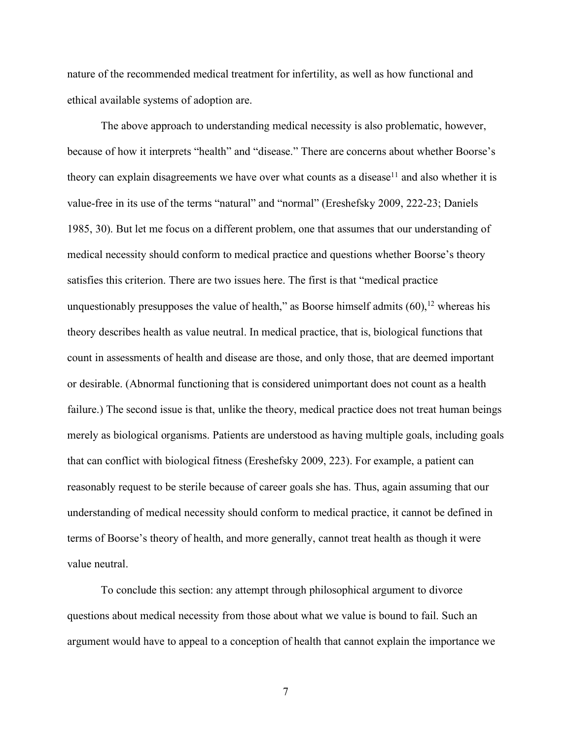nature of the recommended medical treatment for infertility, as well as how functional and ethical available systems of adoption are.

The above approach to understanding medical necessity is also problematic, however, because of how it interprets "health" and "disease." There are concerns about whether Boorse's theory can explain disagreements we have over what counts as a disease[11] and also whether it is value-free in its use of the terms "natural" and "normal" (Ereshefsky 2009, 222-23; Daniels 1985, 30). But let me focus on a different problem, one that assumes that our understanding of medical necessity should conform to medical practice and questions whether Boorse's theory satisfies this criterion. There are two issues here. The first is that "medical practice unquestionably presupposes the value of health," as Boorse himself admits (60),[12] whereas his theory describes health as value neutral. In medical practice, that is, biological functions that count in assessments of health and disease are those, and only those, that are deemed important or desirable. (Abnormal functioning that is considered unimportant does not count as a health failure.) The second issue is that, unlike the theory, medical practice does not treat human beings merely as biological organisms. Patients are understood as having multiple goals, including goals that can conflict with biological fitness (Ereshefsky 2009, 223). For example, a patient can reasonably request to be sterile because of career goals she has. Thus, again assuming that our understanding of medical necessity should conform to medical practice, it cannot be defined in terms of Boorse's theory of health, and more generally, cannot treat health as though it were value neutral.

To conclude this section: any attempt through philosophical argument to divorce questions about medical necessity from those about what we value is bound to fail. Such an argument would have to appeal to a conception of health that cannot explain the importance we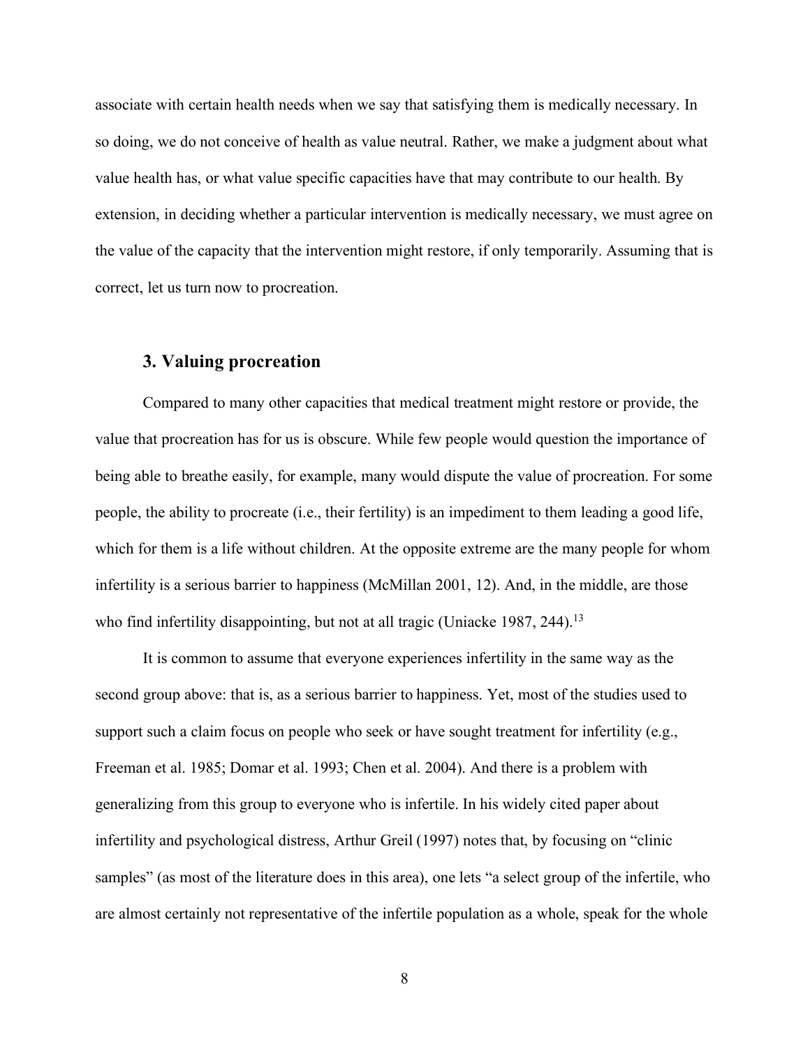associate with certain health needs when we say that satisfying them is medically necessary. In so doing, we do not conceive of health as value neutral. Rather, we make a judgment about what value health has, or what value specific capacities have that may contribute to our health. By extension, in deciding whether a particular intervention is medically necessary, we must agree on the value of the capacity that the intervention might restore, if only temporarily. Assuming that is correct, let us turn now to procreation.

## 3. Valuing procreation

Compared to many other capacities that medical treatment might restore or provide, the value that procreation has for us is obscure. While few people would question the importance of being able to breathe easily, for example, many would dispute the value of procreation. For some people, the ability to procreate (i.e., their fertility) is an impediment to them leading a good life, which for them is a life without children. At the opposite extreme are the many people for whom infertility is a serious barrier to happiness (McMillan 2001, 12). And, in the middle, are those who find infertility disappointing, but not at all tragic (Uniacke 1987, 244).[13]

It is common to assume that everyone experiences infertility in the same way as the second group above: that is, as a serious barrier to happiness. Yet, most of the studies used to support such a claim focus on people who seek or have sought treatment for infertility (e.g., Freeman et al. 1985; Domar et al. 1993; Chen et al. 2004). And there is a problem with generalizing from this group to everyone who is infertile. In his widely cited paper about infertility and psychological distress, Arthur Greil (1997) notes that, by focusing on "clinic samples" (as most of the literature does in this area), one lets "a select group of the infertile, who are almost certainly not representative of the infertile population as a whole, speak for the whole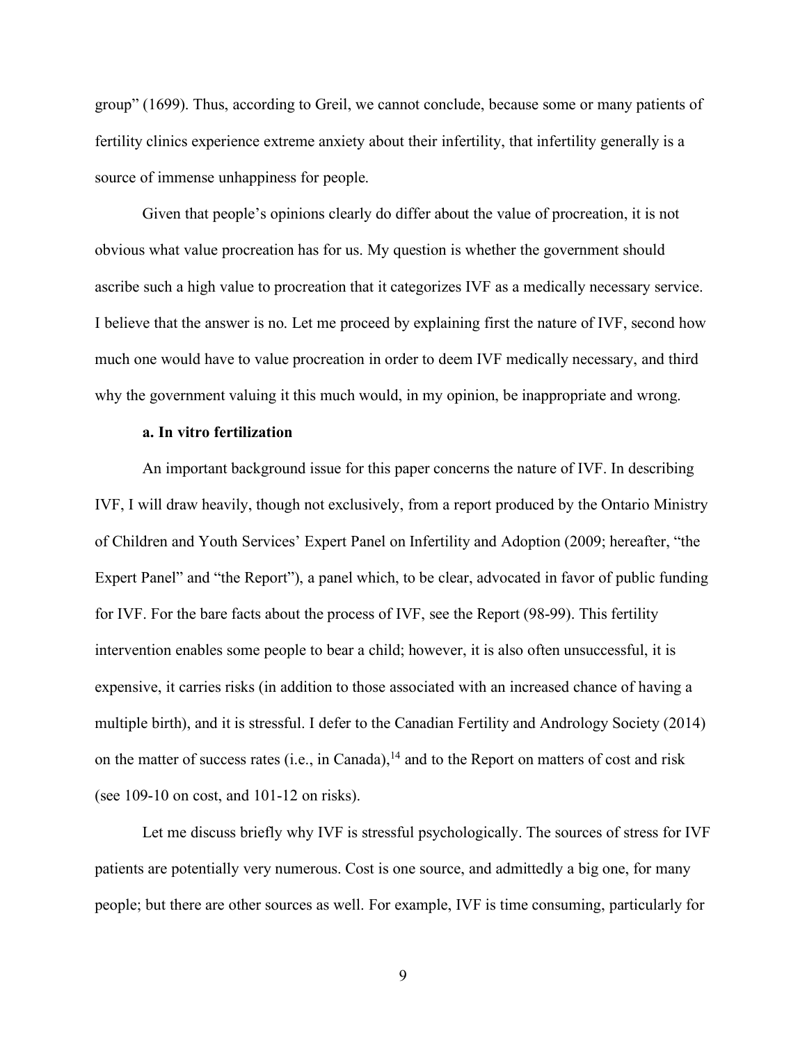group" (1699). Thus, according to Greil, we cannot conclude, because some or many patients of fertility clinics experience extreme anxiety about their infertility, that infertility generally is a source of immense unhappiness for people.

Given that people's opinions clearly do differ about the value of procreation, it is not obvious what value procreation has for us. My question is whether the government should ascribe such a high value to procreation that it categorizes IVF as a medically necessary service. I believe that the answer is no. Let me proceed by explaining first the nature of IVF, second how much one would have to value procreation in order to deem IVF medically necessary, and third why the government valuing it this much would, in my opinion, be inappropriate and wrong.

### a. In vitro fertilization

An important background issue for this paper concerns the nature of IVF. In describing IVF, I will draw heavily, though not exclusively, from a report produced by the Ontario Ministry of Children and Youth Services' Expert Panel on Infertility and Adoption (2009; hereafter, "the Expert Panel" and "the Report"), a panel which, to be clear, advocated in favor of public funding for IVF. For the bare facts about the process of IVF, see the Report (98-99). This fertility intervention enables some people to bear a child; however, it is also often unsuccessful, it is expensive, it carries risks (in addition to those associated with an increased chance of having a multiple birth), and it is stressful. I defer to the Canadian Fertility and Andrology Society (2014) on the matter of success rates (i.e., in Canada),[14] and to the Report on matters of cost and risk (see 109-10 on cost, and 101-12 on risks).

Let me discuss briefly why IVF is stressful psychologically. The sources of stress for IVF patients are potentially very numerous. Cost is one source, and admittedly a big one, for many people; but there are other sources as well. For example, IVF is time consuming, particularly for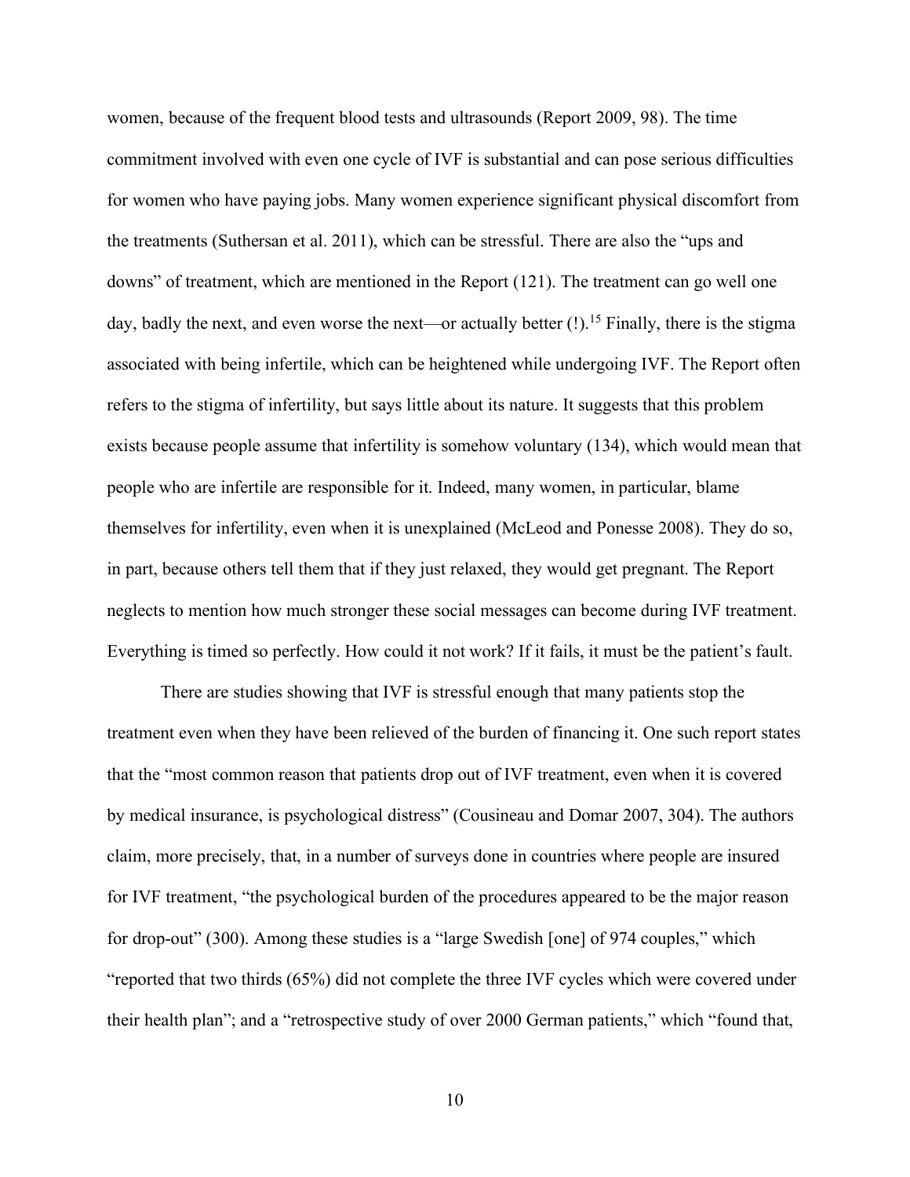women, because of the frequent blood tests and ultrasounds (Report 2009, 98). The time commitment involved with even one cycle of IVF is substantial and can pose serious difficulties for women who have paying jobs. Many women experience significant physical discomfort from the treatments (Suthersan et al. 2011), which can be stressful. There are also the "ups and downs" of treatment, which are mentioned in the Report (121). The treatment can go well one day, badly the next, and even worse the next—or actually better (!).[15] Finally, there is the stigma associated with being infertile, which can be heightened while undergoing IVF. The Report often refers to the stigma of infertility, but says little about its nature. It suggests that this problem exists because people assume that infertility is somehow voluntary (134), which would mean that people who are infertile are responsible for it. Indeed, many women, in particular, blame themselves for infertility, even when it is unexplained (McLeod and Ponesse 2008). They do so, in part, because others tell them that if they just relaxed, they would get pregnant. The Report neglects to mention how much stronger these social messages can become during IVF treatment. Everything is timed so perfectly. How could it not work? If it fails, it must be the patient's fault.

There are studies showing that IVF is stressful enough that many patients stop the treatment even when they have been relieved of the burden of financing it. One such report states that the "most common reason that patients drop out of IVF treatment, even when it is covered by medical insurance, is psychological distress" (Cousineau and Domar 2007, 304). The authors claim, more precisely, that, in a number of surveys done in countries where people are insured for IVF treatment, "the psychological burden of the procedures appeared to be the major reason for drop-out" (300). Among these studies is a "large Swedish [one] of 974 couples," which "reported that two thirds (65%) did not complete the three IVF cycles which were covered under their health plan"; and a "retrospective study of over 2000 German patients," which "found that,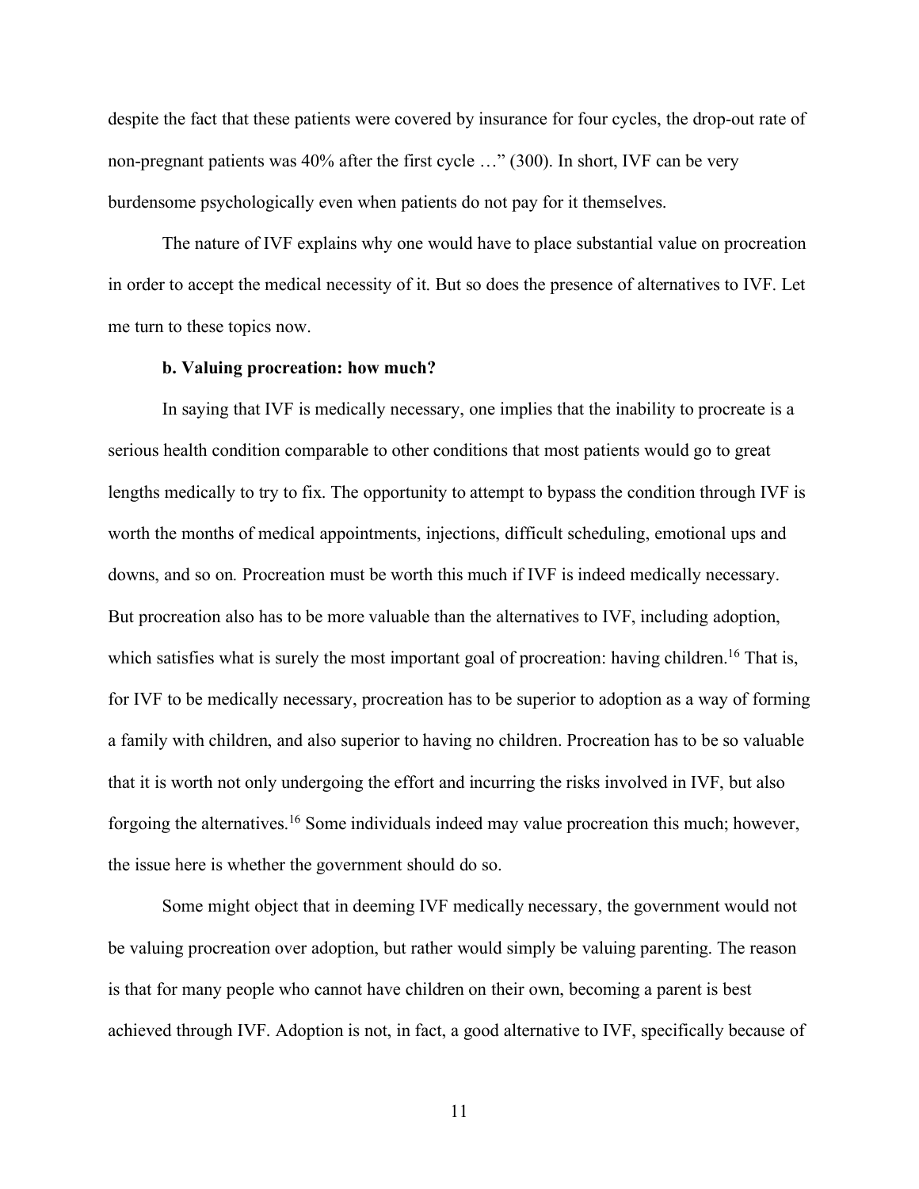despite the fact that these patients were covered by insurance for four cycles, the drop-out rate of non-pregnant patients was 40% after the first cycle …" (300). In short, IVF can be very burdensome psychologically even when patients do not pay for it themselves.

The nature of IVF explains why one would have to place substantial value on procreation in order to accept the medical necessity of it. But so does the presence of alternatives to IVF. Let me turn to these topics now.

**b. Valuing procreation: how much?**

In saying that IVF is medically necessary, one implies that the inability to procreate is a serious health condition comparable to other conditions that most patients would go to great lengths medically to try to fix. The opportunity to attempt to bypass the condition through IVF is worth the months of medical appointments, injections, difficult scheduling, emotional ups and downs, and so on. Procreation must be worth this much if IVF is indeed medically necessary. But procreation also has to be more valuable than the alternatives to IVF, including adoption, which satisfies what is surely the most important goal of procreation: having children.[16] That is, for IVF to be medically necessary, procreation has to be superior to adoption as a way of forming a family with children, and also superior to having no children. Procreation has to be so valuable that it is worth not only undergoing the effort and incurring the risks involved in IVF, but also forgoing the alternatives.[16] Some individuals indeed may value procreation this much; however, the issue here is whether the government should do so.

Some might object that in deeming IVF medically necessary, the government would not be valuing procreation over adoption, but rather would simply be valuing parenting. The reason is that for many people who cannot have children on their own, becoming a parent is best achieved through IVF. Adoption is not, in fact, a good alternative to IVF, specifically because of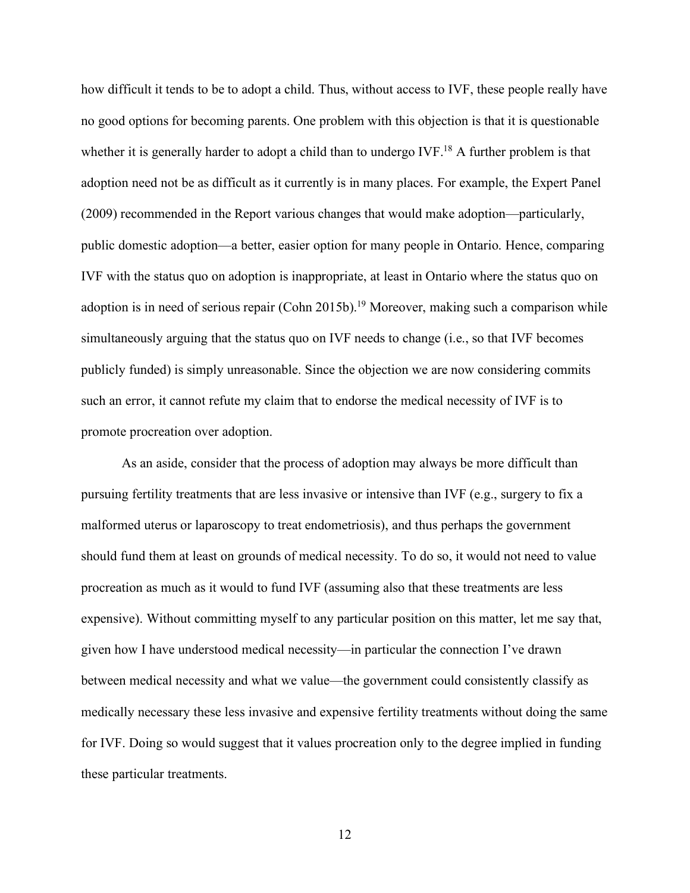how difficult it tends to be to adopt a child. Thus, without access to IVF, these people really have no good options for becoming parents. One problem with this objection is that it is questionable whether it is generally harder to adopt a child than to undergo IVF.[18] A further problem is that adoption need not be as difficult as it currently is in many places. For example, the Expert Panel (2009) recommended in the Report various changes that would make adoption—particularly, public domestic adoption—a better, easier option for many people in Ontario. Hence, comparing IVF with the status quo on adoption is inappropriate, at least in Ontario where the status quo on adoption is in need of serious repair (Cohn 2015b).[19] Moreover, making such a comparison while simultaneously arguing that the status quo on IVF needs to change (i.e., so that IVF becomes publicly funded) is simply unreasonable. Since the objection we are now considering commits such an error, it cannot refute my claim that to endorse the medical necessity of IVF is to promote procreation over adoption.

As an aside, consider that the process of adoption may always be more difficult than pursuing fertility treatments that are less invasive or intensive than IVF (e.g., surgery to fix a malformed uterus or laparoscopy to treat endometriosis), and thus perhaps the government should fund them at least on grounds of medical necessity. To do so, it would not need to value procreation as much as it would to fund IVF (assuming also that these treatments are less expensive). Without committing myself to any particular position on this matter, let me say that, given how I have understood medical necessity—in particular the connection I've drawn between medical necessity and what we value—the government could consistently classify as medically necessary these less invasive and expensive fertility treatments without doing the same for IVF. Doing so would suggest that it values procreation only to the degree implied in funding these particular treatments.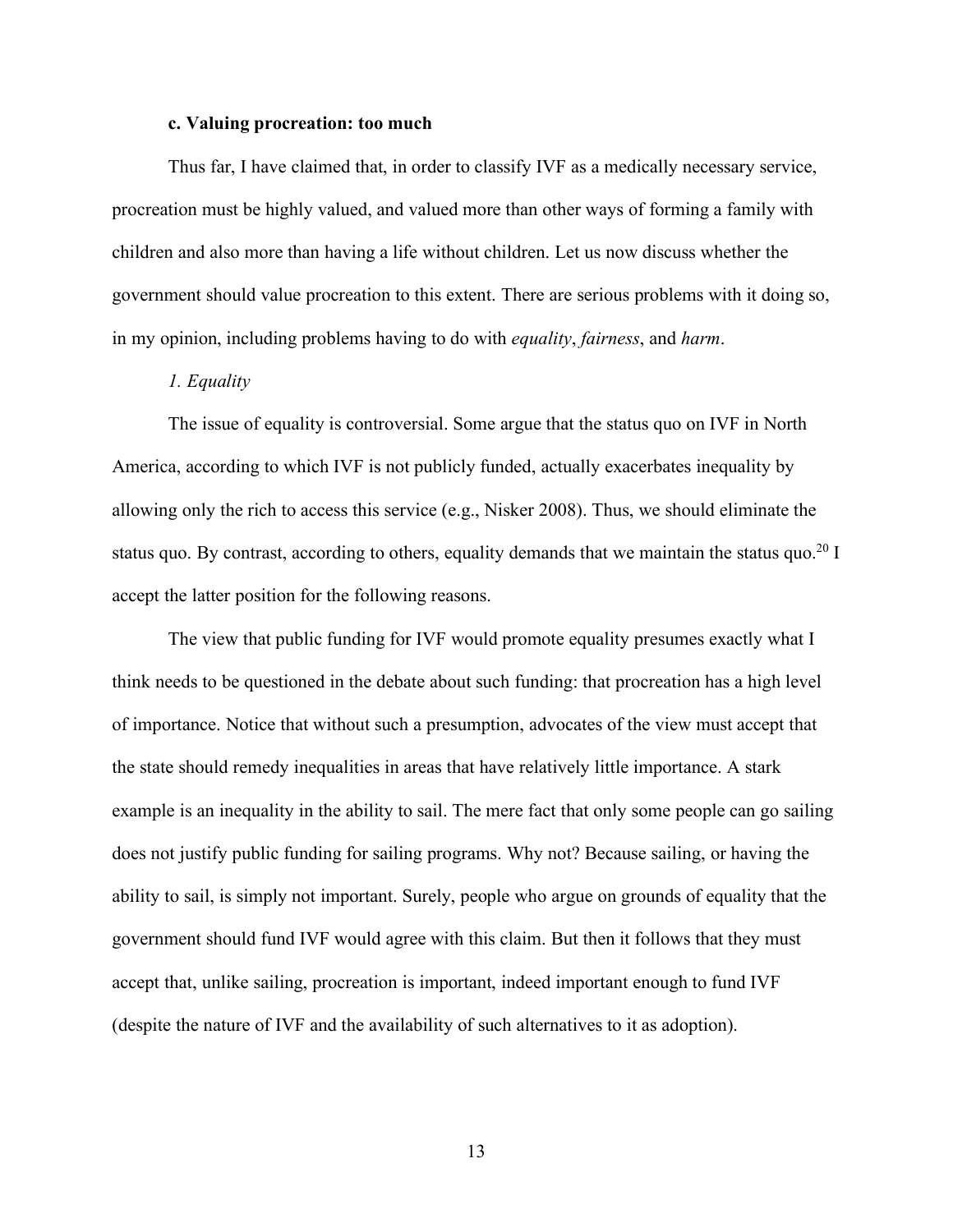### c. Valuing procreation: too much

Thus far, I have claimed that, in order to classify IVF as a medically necessary service, procreation must be highly valued, and valued more than other ways of forming a family with children and also more than having a life without children. Let us now discuss whether the government should value procreation to this extent. There are serious problems with it doing so, in my opinion, including problems having to do with *equality*, *fairness*, and *harm*.

#### *1. Equality*

The issue of equality is controversial. Some argue that the status quo on IVF in North America, according to which IVF is not publicly funded, actually exacerbates inequality by allowing only the rich to access this service (e.g., Nisker 2008). Thus, we should eliminate the status quo. By contrast, according to others, equality demands that we maintain the status quo.[20] I accept the latter position for the following reasons.

The view that public funding for IVF would promote equality presumes exactly what I think needs to be questioned in the debate about such funding: that procreation has a high level of importance. Notice that without such a presumption, advocates of the view must accept that the state should remedy inequalities in areas that have relatively little importance. A stark example is an inequality in the ability to sail. The mere fact that only some people can go sailing does not justify public funding for sailing programs. Why not? Because sailing, or having the ability to sail, is simply not important. Surely, people who argue on grounds of equality that the government should fund IVF would agree with this claim. But then it follows that they must accept that, unlike sailing, procreation is important, indeed important enough to fund IVF (despite the nature of IVF and the availability of such alternatives to it as adoption).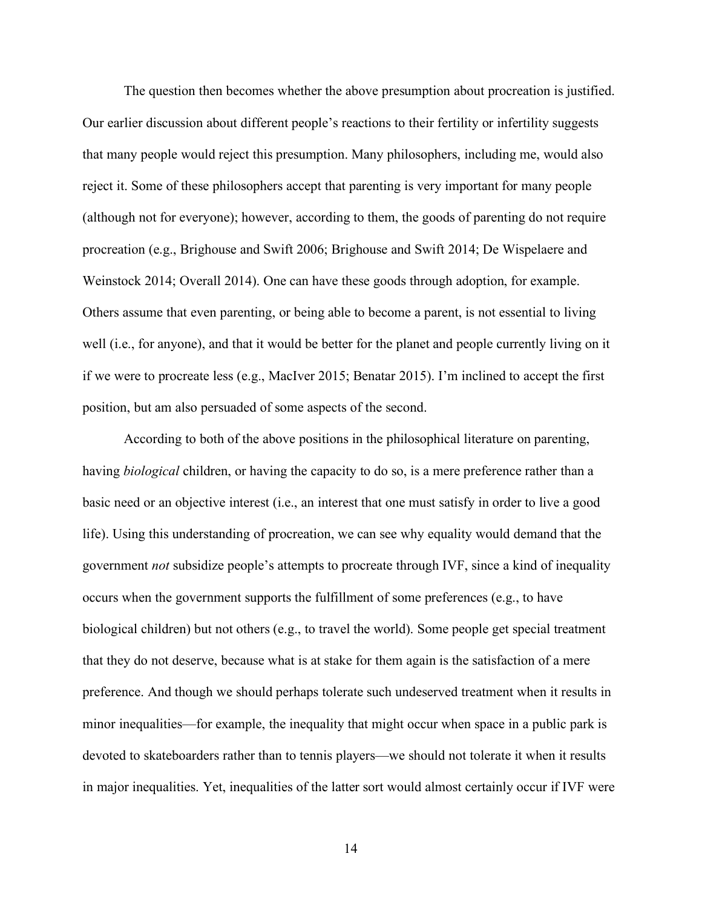The question then becomes whether the above presumption about procreation is justified. Our earlier discussion about different people's reactions to their fertility or infertility suggests that many people would reject this presumption. Many philosophers, including me, would also reject it. Some of these philosophers accept that parenting is very important for many people (although not for everyone); however, according to them, the goods of parenting do not require procreation (e.g., Brighouse and Swift 2006; Brighouse and Swift 2014; De Wispelaere and Weinstock 2014; Overall 2014). One can have these goods through adoption, for example. Others assume that even parenting, or being able to become a parent, is not essential to living well (i.e., for anyone), and that it would be better for the planet and people currently living on it if we were to procreate less (e.g., MacIver 2015; Benatar 2015). I'm inclined to accept the first position, but am also persuaded of some aspects of the second.

According to both of the above positions in the philosophical literature on parenting, having *biological* children, or having the capacity to do so, is a mere preference rather than a basic need or an objective interest (i.e., an interest that one must satisfy in order to live a good life). Using this understanding of procreation, we can see why equality would demand that the government *not* subsidize people's attempts to procreate through IVF, since a kind of inequality occurs when the government supports the fulfillment of some preferences (e.g., to have biological children) but not others (e.g., to travel the world). Some people get special treatment that they do not deserve, because what is at stake for them again is the satisfaction of a mere preference. And though we should perhaps tolerate such undeserved treatment when it results in minor inequalities—for example, the inequality that might occur when space in a public park is devoted to skateboarders rather than to tennis players—we should not tolerate it when it results in major inequalities. Yet, inequalities of the latter sort would almost certainly occur if IVF were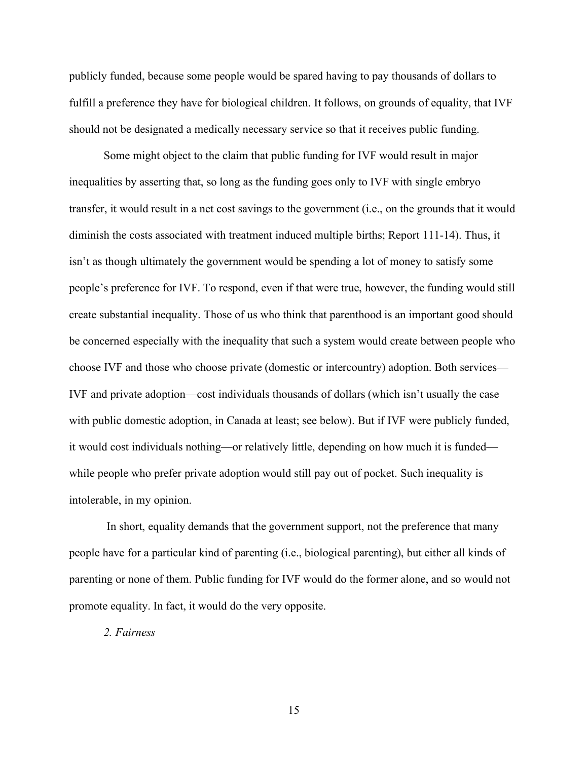publicly funded, because some people would be spared having to pay thousands of dollars to fulfill a preference they have for biological children. It follows, on grounds of equality, that IVF should not be designated a medically necessary service so that it receives public funding.

Some might object to the claim that public funding for IVF would result in major inequalities by asserting that, so long as the funding goes only to IVF with single embryo transfer, it would result in a net cost savings to the government (i.e., on the grounds that it would diminish the costs associated with treatment induced multiple births; Report 111-14). Thus, it isn't as though ultimately the government would be spending a lot of money to satisfy some people's preference for IVF. To respond, even if that were true, however, the funding would still create substantial inequality. Those of us who think that parenthood is an important good should be concerned especially with the inequality that such a system would create between people who choose IVF and those who choose private (domestic or intercountry) adoption. Both services—IVF and private adoption—cost individuals thousands of dollars (which isn't usually the case with public domestic adoption, in Canada at least; see below). But if IVF were publicly funded, it would cost individuals nothing—or relatively little, depending on how much it is funded—while people who prefer private adoption would still pay out of pocket. Such inequality is intolerable, in my opinion.

In short, equality demands that the government support, not the preference that many people have for a particular kind of parenting (i.e., biological parenting), but either all kinds of parenting or none of them. Public funding for IVF would do the former alone, and so would not promote equality. In fact, it would do the very opposite.

*2. Fairness*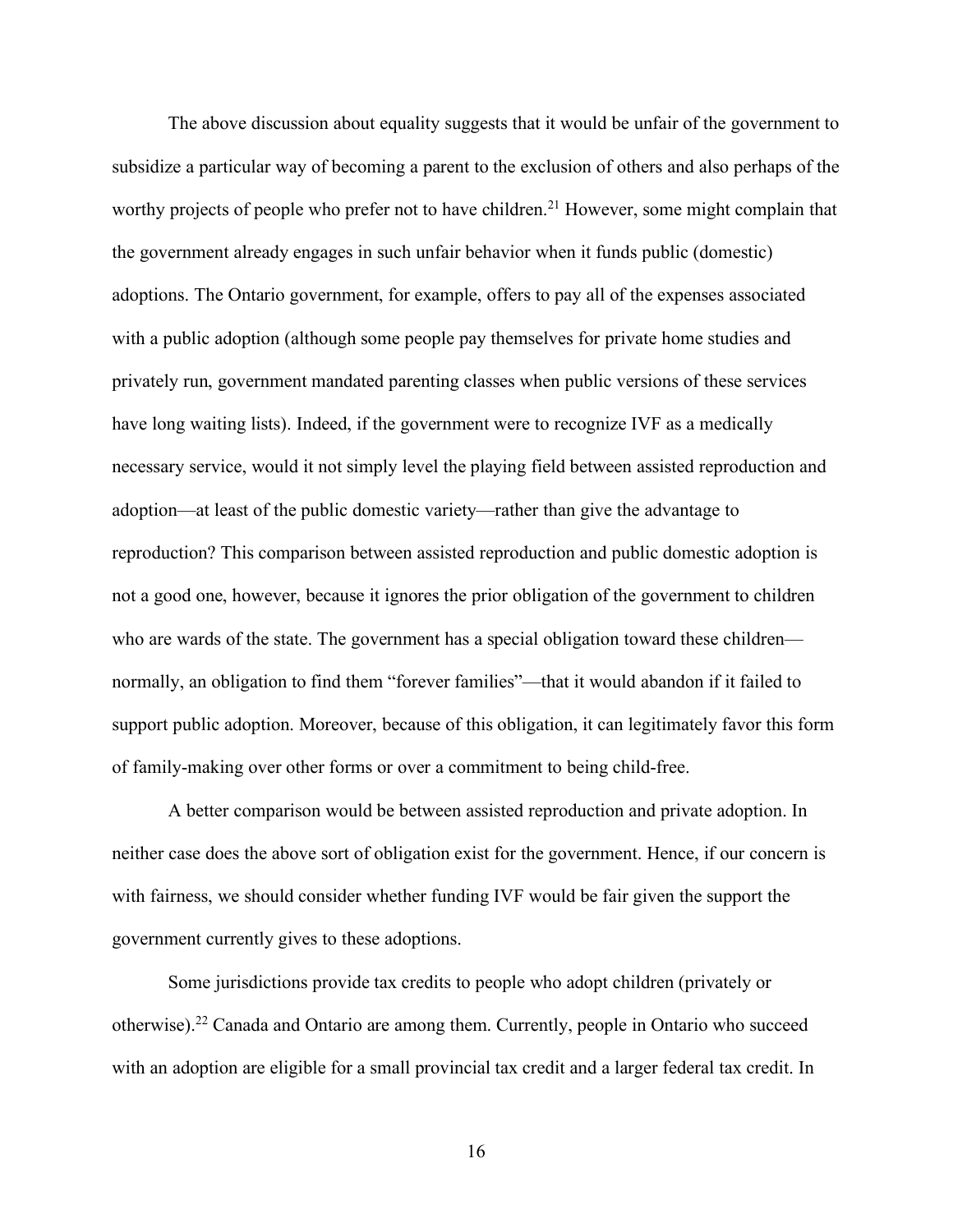The above discussion about equality suggests that it would be unfair of the government to subsidize a particular way of becoming a parent to the exclusion of others and also perhaps of the worthy projects of people who prefer not to have children.[21] However, some might complain that the government already engages in such unfair behavior when it funds public (domestic) adoptions. The Ontario government, for example, offers to pay all of the expenses associated with a public adoption (although some people pay themselves for private home studies and privately run, government mandated parenting classes when public versions of these services have long waiting lists). Indeed, if the government were to recognize IVF as a medically necessary service, would it not simply level the playing field between assisted reproduction and adoption—at least of the public domestic variety—rather than give the advantage to reproduction? This comparison between assisted reproduction and public domestic adoption is not a good one, however, because it ignores the prior obligation of the government to children who are wards of the state. The government has a special obligation toward these children—normally, an obligation to find them "forever families"—that it would abandon if it failed to support public adoption. Moreover, because of this obligation, it can legitimately favor this form of family-making over other forms or over a commitment to being child-free.

A better comparison would be between assisted reproduction and private adoption. In neither case does the above sort of obligation exist for the government. Hence, if our concern is with fairness, we should consider whether funding IVF would be fair given the support the government currently gives to these adoptions.

Some jurisdictions provide tax credits to people who adopt children (privately or otherwise).[22] Canada and Ontario are among them. Currently, people in Ontario who succeed with an adoption are eligible for a small provincial tax credit and a larger federal tax credit. In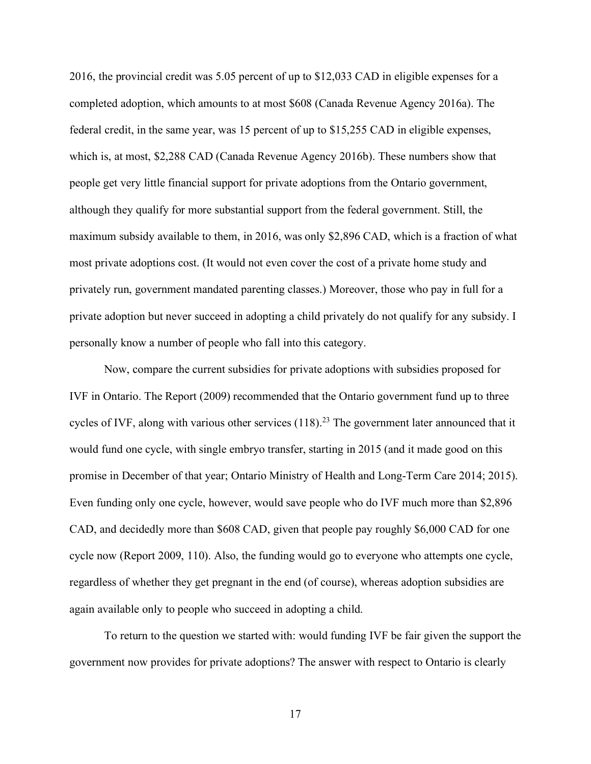2016, the provincial credit was 5.05 percent of up to $12,033 CAD in eligible expenses for a completed adoption, which amounts to at most $608 (Canada Revenue Agency 2016a). The federal credit, in the same year, was 15 percent of up to $15,255 CAD in eligible expenses, which is, at most, $2,288 CAD (Canada Revenue Agency 2016b). These numbers show that people get very little financial support for private adoptions from the Ontario government, although they qualify for more substantial support from the federal government. Still, the maximum subsidy available to them, in 2016, was only $2,896 CAD, which is a fraction of what most private adoptions cost. (It would not even cover the cost of a private home study and privately run, government mandated parenting classes.) Moreover, those who pay in full for a private adoption but never succeed in adopting a child privately do not qualify for any subsidy. I personally know a number of people who fall into this category.

Now, compare the current subsidies for private adoptions with subsidies proposed for IVF in Ontario. The Report (2009) recommended that the Ontario government fund up to three cycles of IVF, along with various other services (118).[23] The government later announced that it would fund one cycle, with single embryo transfer, starting in 2015 (and it made good on this promise in December of that year; Ontario Ministry of Health and Long-Term Care 2014; 2015). Even funding only one cycle, however, would save people who do IVF much more than $2,896 CAD, and decidedly more than $608 CAD, given that people pay roughly $6,000 CAD for one cycle now (Report 2009, 110). Also, the funding would go to everyone who attempts one cycle, regardless of whether they get pregnant in the end (of course), whereas adoption subsidies are again available only to people who succeed in adopting a child.

To return to the question we started with: would funding IVF be fair given the support the government now provides for private adoptions? The answer with respect to Ontario is clearly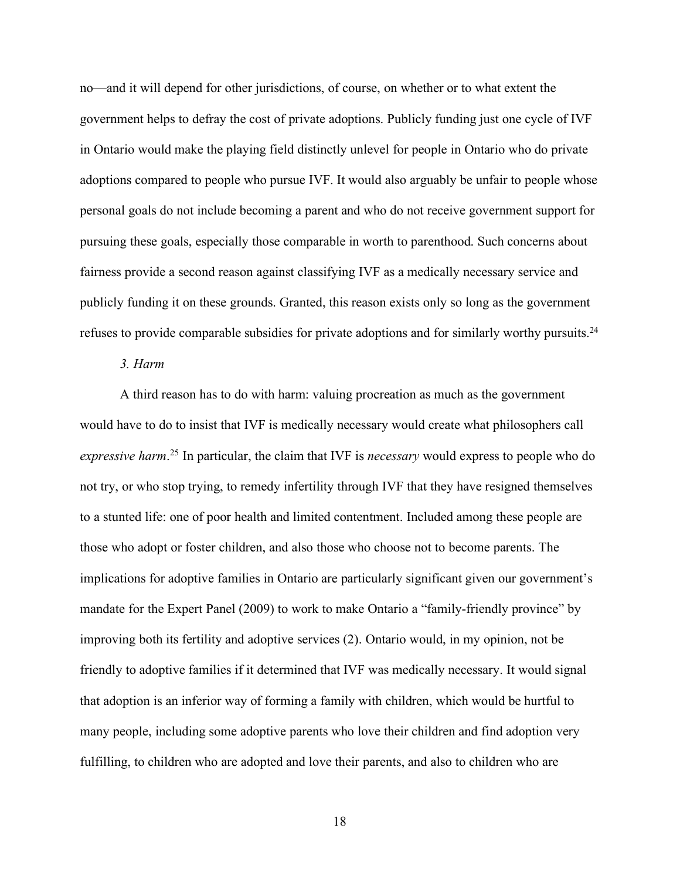no—and it will depend for other jurisdictions, of course, on whether or to what extent the government helps to defray the cost of private adoptions. Publicly funding just one cycle of IVF in Ontario would make the playing field distinctly unlevel for people in Ontario who do private adoptions compared to people who pursue IVF. It would also arguably be unfair to people whose personal goals do not include becoming a parent and who do not receive government support for pursuing these goals, especially those comparable in worth to parenthood. Such concerns about fairness provide a second reason against classifying IVF as a medically necessary service and publicly funding it on these grounds. Granted, this reason exists only so long as the government refuses to provide comparable subsidies for private adoptions and for similarly worthy pursuits.[24]

*3. Harm*

A third reason has to do with harm: valuing procreation as much as the government would have to do to insist that IVF is medically necessary would create what philosophers call *expressive harm*.[25] In particular, the claim that IVF is *necessary* would express to people who do not try, or who stop trying, to remedy infertility through IVF that they have resigned themselves to a stunted life: one of poor health and limited contentment. Included among these people are those who adopt or foster children, and also those who choose not to become parents. The implications for adoptive families in Ontario are particularly significant given our government's mandate for the Expert Panel (2009) to work to make Ontario a "family-friendly province" by improving both its fertility and adoptive services (2). Ontario would, in my opinion, not be friendly to adoptive families if it determined that IVF was medically necessary. It would signal that adoption is an inferior way of forming a family with children, which would be hurtful to many people, including some adoptive parents who love their children and find adoption very fulfilling, to children who are adopted and love their parents, and also to children who are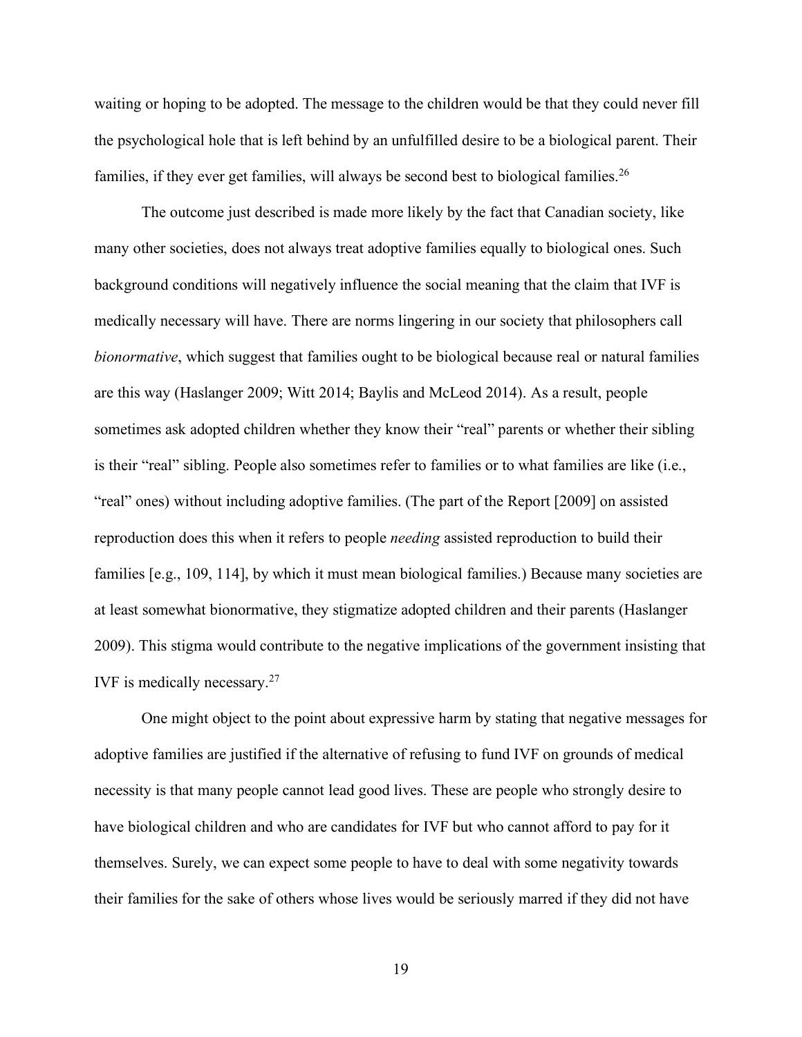waiting or hoping to be adopted. The message to the children would be that they could never fill the psychological hole that is left behind by an unfulfilled desire to be a biological parent. Their families, if they ever get families, will always be second best to biological families.[26]

The outcome just described is made more likely by the fact that Canadian society, like many other societies, does not always treat adoptive families equally to biological ones. Such background conditions will negatively influence the social meaning that the claim that IVF is medically necessary will have. There are norms lingering in our society that philosophers call *bionormative*, which suggest that families ought to be biological because real or natural families are this way (Haslanger 2009; Witt 2014; Baylis and McLeod 2014). As a result, people sometimes ask adopted children whether they know their "real" parents or whether their sibling is their "real" sibling. People also sometimes refer to families or to what families are like (i.e., "real" ones) without including adoptive families. (The part of the Report [2009] on assisted reproduction does this when it refers to people *needing* assisted reproduction to build their families [e.g., 109, 114], by which it must mean biological families.) Because many societies are at least somewhat bionormative, they stigmatize adopted children and their parents (Haslanger 2009). This stigma would contribute to the negative implications of the government insisting that IVF is medically necessary.[27]

One might object to the point about expressive harm by stating that negative messages for adoptive families are justified if the alternative of refusing to fund IVF on grounds of medical necessity is that many people cannot lead good lives. These are people who strongly desire to have biological children and who are candidates for IVF but who cannot afford to pay for it themselves. Surely, we can expect some people to have to deal with some negativity towards their families for the sake of others whose lives would be seriously marred if they did not have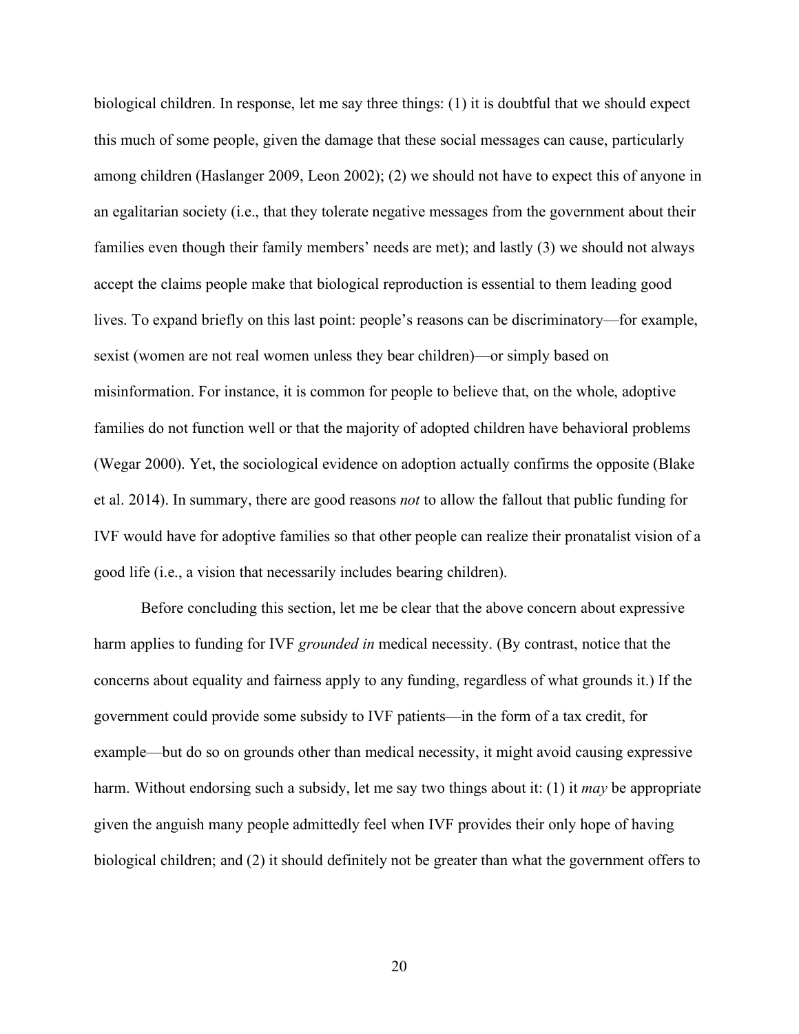biological children. In response, let me say three things: (1) it is doubtful that we should expect this much of some people, given the damage that these social messages can cause, particularly among children (Haslanger 2009, Leon 2002); (2) we should not have to expect this of anyone in an egalitarian society (i.e., that they tolerate negative messages from the government about their families even though their family members' needs are met); and lastly (3) we should not always accept the claims people make that biological reproduction is essential to them leading good lives. To expand briefly on this last point: people's reasons can be discriminatory—for example, sexist (women are not real women unless they bear children)—or simply based on misinformation. For instance, it is common for people to believe that, on the whole, adoptive families do not function well or that the majority of adopted children have behavioral problems (Wegar 2000). Yet, the sociological evidence on adoption actually confirms the opposite (Blake et al. 2014). In summary, there are good reasons *not* to allow the fallout that public funding for IVF would have for adoptive families so that other people can realize their pronatalist vision of a good life (i.e., a vision that necessarily includes bearing children).

Before concluding this section, let me be clear that the above concern about expressive harm applies to funding for IVF *grounded in* medical necessity. (By contrast, notice that the concerns about equality and fairness apply to any funding, regardless of what grounds it.) If the government could provide some subsidy to IVF patients—in the form of a tax credit, for example—but do so on grounds other than medical necessity, it might avoid causing expressive harm. Without endorsing such a subsidy, let me say two things about it: (1) it *may* be appropriate given the anguish many people admittedly feel when IVF provides their only hope of having biological children; and (2) it should definitely not be greater than what the government offers to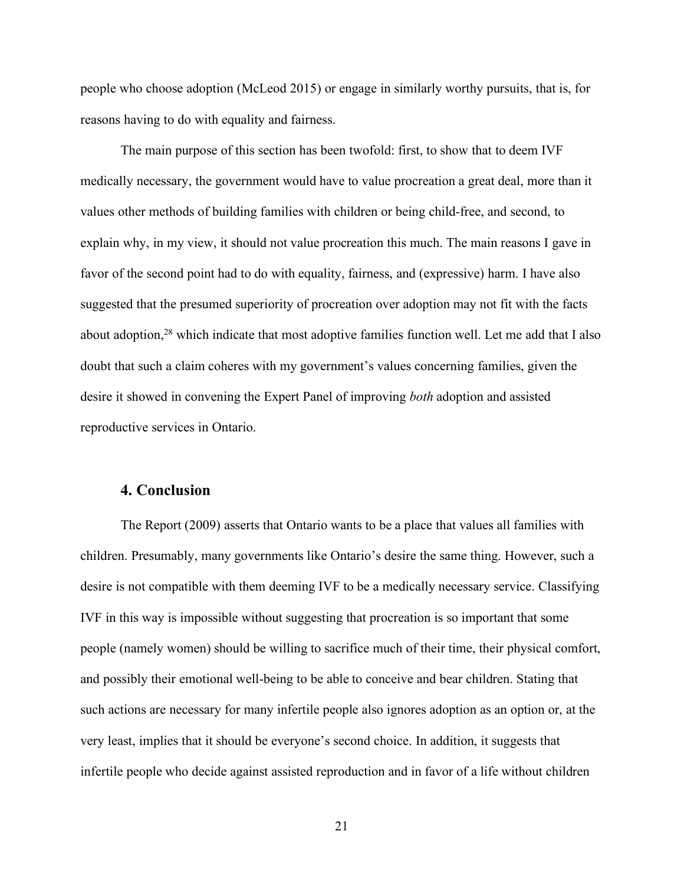people who choose adoption (McLeod 2015) or engage in similarly worthy pursuits, that is, for reasons having to do with equality and fairness.

The main purpose of this section has been twofold: first, to show that to deem IVF medically necessary, the government would have to value procreation a great deal, more than it values other methods of building families with children or being child-free, and second, to explain why, in my view, it should not value procreation this much. The main reasons I gave in favor of the second point had to do with equality, fairness, and (expressive) harm. I have also suggested that the presumed superiority of procreation over adoption may not fit with the facts about adoption,[28] which indicate that most adoptive families function well. Let me add that I also doubt that such a claim coheres with my government's values concerning families, given the desire it showed in convening the Expert Panel of improving *both* adoption and assisted reproductive services in Ontario.

## 4. Conclusion

The Report (2009) asserts that Ontario wants to be a place that values all families with children. Presumably, many governments like Ontario's desire the same thing. However, such a desire is not compatible with them deeming IVF to be a medically necessary service. Classifying IVF in this way is impossible without suggesting that procreation is so important that some people (namely women) should be willing to sacrifice much of their time, their physical comfort, and possibly their emotional well-being to be able to conceive and bear children. Stating that such actions are necessary for many infertile people also ignores adoption as an option or, at the very least, implies that it should be everyone's second choice. In addition, it suggests that infertile people who decide against assisted reproduction and in favor of a life without children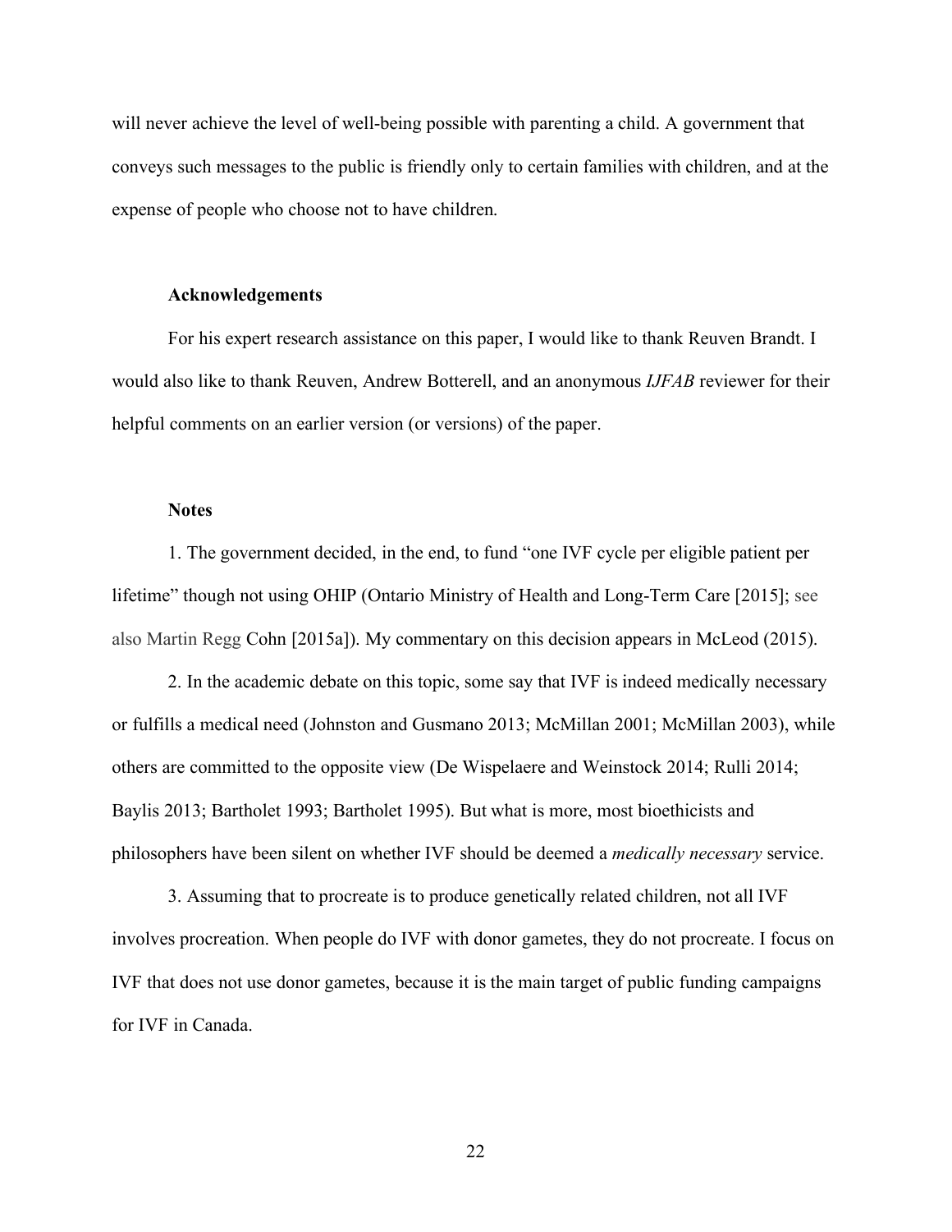will never achieve the level of well-being possible with parenting a child. A government that conveys such messages to the public is friendly only to certain families with children, and at the expense of people who choose not to have children.

## Acknowledgements

For his expert research assistance on this paper, I would like to thank Reuven Brandt. I would also like to thank Reuven, Andrew Botterell, and an anonymous *IJFAB* reviewer for their helpful comments on an earlier version (or versions) of the paper.

## Notes

1. The government decided, in the end, to fund "one IVF cycle per eligible patient per lifetime" though not using OHIP (Ontario Ministry of Health and Long-Term Care [2015]; see also Martin Regg Cohn [2015a]). My commentary on this decision appears in McLeod (2015).

2. In the academic debate on this topic, some say that IVF is indeed medically necessary or fulfills a medical need (Johnston and Gusmano 2013; McMillan 2001; McMillan 2003), while others are committed to the opposite view (De Wispelaere and Weinstock 2014; Rulli 2014; Baylis 2013; Bartholet 1993; Bartholet 1995). But what is more, most bioethicists and philosophers have been silent on whether IVF should be deemed a *medically necessary* service.

3. Assuming that to procreate is to produce genetically related children, not all IVF involves procreation. When people do IVF with donor gametes, they do not procreate. I focus on IVF that does not use donor gametes, because it is the main target of public funding campaigns for IVF in Canada.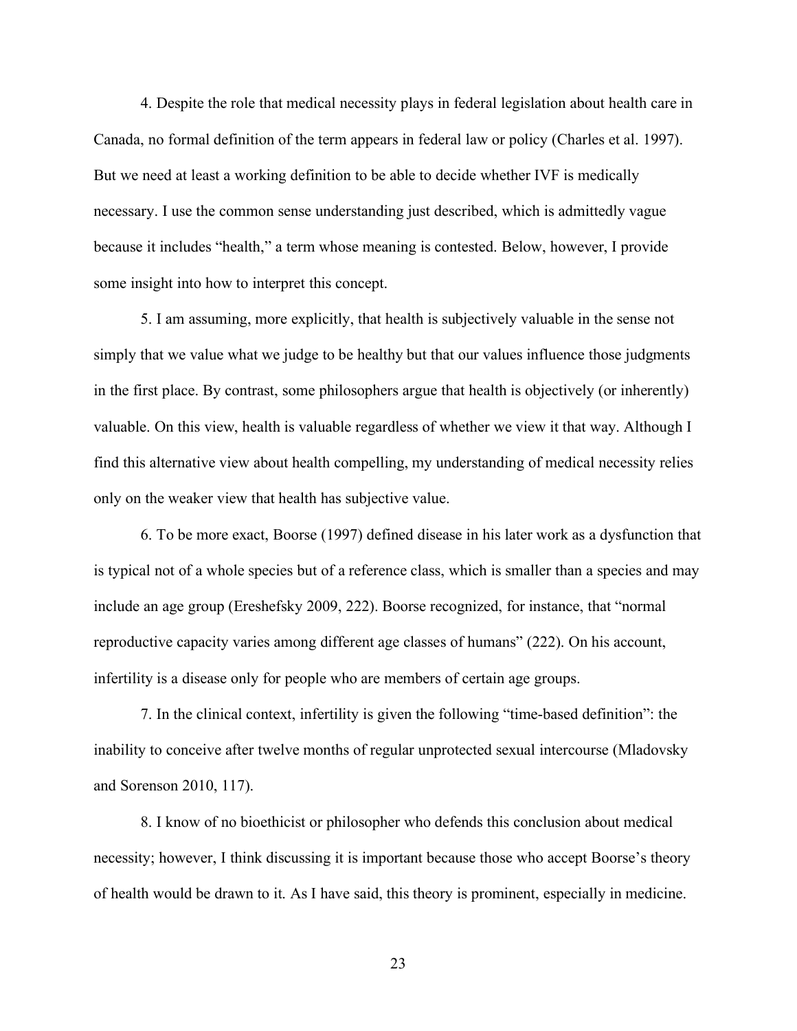4. Despite the role that medical necessity plays in federal legislation about health care in Canada, no formal definition of the term appears in federal law or policy (Charles et al. 1997). But we need at least a working definition to be able to decide whether IVF is medically necessary. I use the common sense understanding just described, which is admittedly vague because it includes "health," a term whose meaning is contested. Below, however, I provide some insight into how to interpret this concept.

5. I am assuming, more explicitly, that health is subjectively valuable in the sense not simply that we value what we judge to be healthy but that our values influence those judgments in the first place. By contrast, some philosophers argue that health is objectively (or inherently) valuable. On this view, health is valuable regardless of whether we view it that way. Although I find this alternative view about health compelling, my understanding of medical necessity relies only on the weaker view that health has subjective value.

6. To be more exact, Boorse (1997) defined disease in his later work as a dysfunction that is typical not of a whole species but of a reference class, which is smaller than a species and may include an age group (Ereshefsky 2009, 222). Boorse recognized, for instance, that "normal reproductive capacity varies among different age classes of humans" (222). On his account, infertility is a disease only for people who are members of certain age groups.

7. In the clinical context, infertility is given the following "time-based definition": the inability to conceive after twelve months of regular unprotected sexual intercourse (Mladovsky and Sorenson 2010, 117).

8. I know of no bioethicist or philosopher who defends this conclusion about medical necessity; however, I think discussing it is important because those who accept Boorse's theory of health would be drawn to it. As I have said, this theory is prominent, especially in medicine.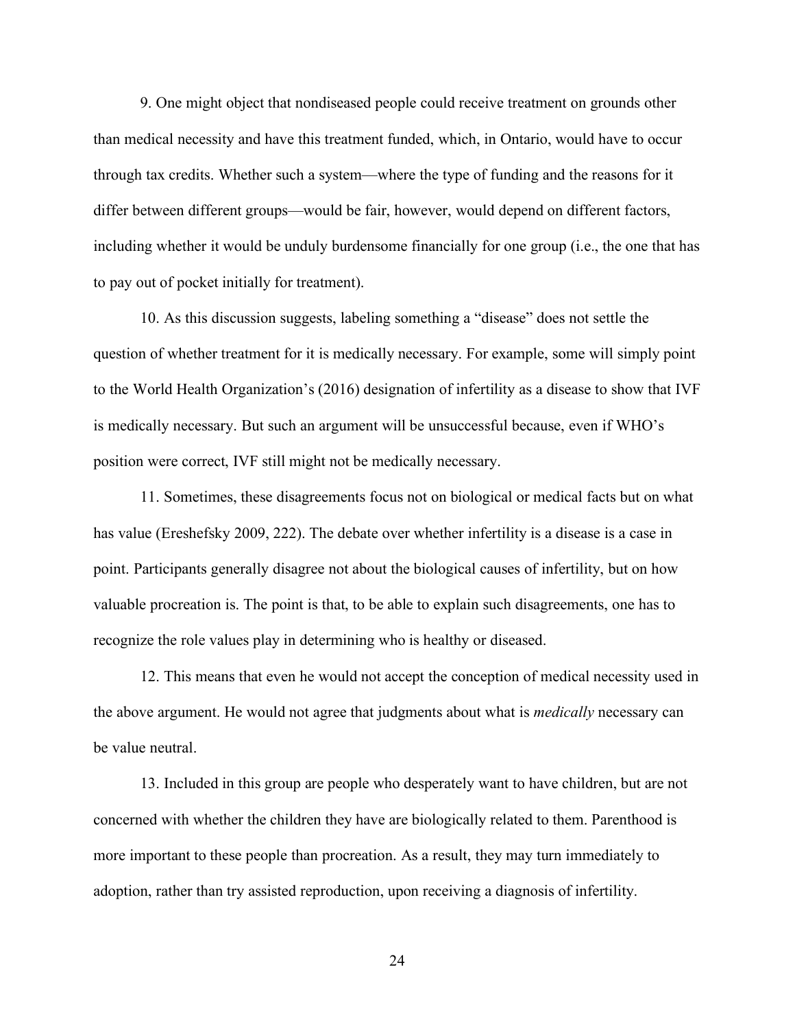9. One might object that nondiseased people could receive treatment on grounds other than medical necessity and have this treatment funded, which, in Ontario, would have to occur through tax credits. Whether such a system—where the type of funding and the reasons for it differ between different groups—would be fair, however, would depend on different factors, including whether it would be unduly burdensome financially for one group (i.e., the one that has to pay out of pocket initially for treatment).

10. As this discussion suggests, labeling something a "disease" does not settle the question of whether treatment for it is medically necessary. For example, some will simply point to the World Health Organization's (2016) designation of infertility as a disease to show that IVF is medically necessary. But such an argument will be unsuccessful because, even if WHO's position were correct, IVF still might not be medically necessary.

11. Sometimes, these disagreements focus not on biological or medical facts but on what has value (Ereshefsky 2009, 222). The debate over whether infertility is a disease is a case in point. Participants generally disagree not about the biological causes of infertility, but on how valuable procreation is. The point is that, to be able to explain such disagreements, one has to recognize the role values play in determining who is healthy or diseased.

12. This means that even he would not accept the conception of medical necessity used in the above argument. He would not agree that judgments about what is *medically* necessary can be value neutral.

13. Included in this group are people who desperately want to have children, but are not concerned with whether the children they have are biologically related to them. Parenthood is more important to these people than procreation. As a result, they may turn immediately to adoption, rather than try assisted reproduction, upon receiving a diagnosis of infertility.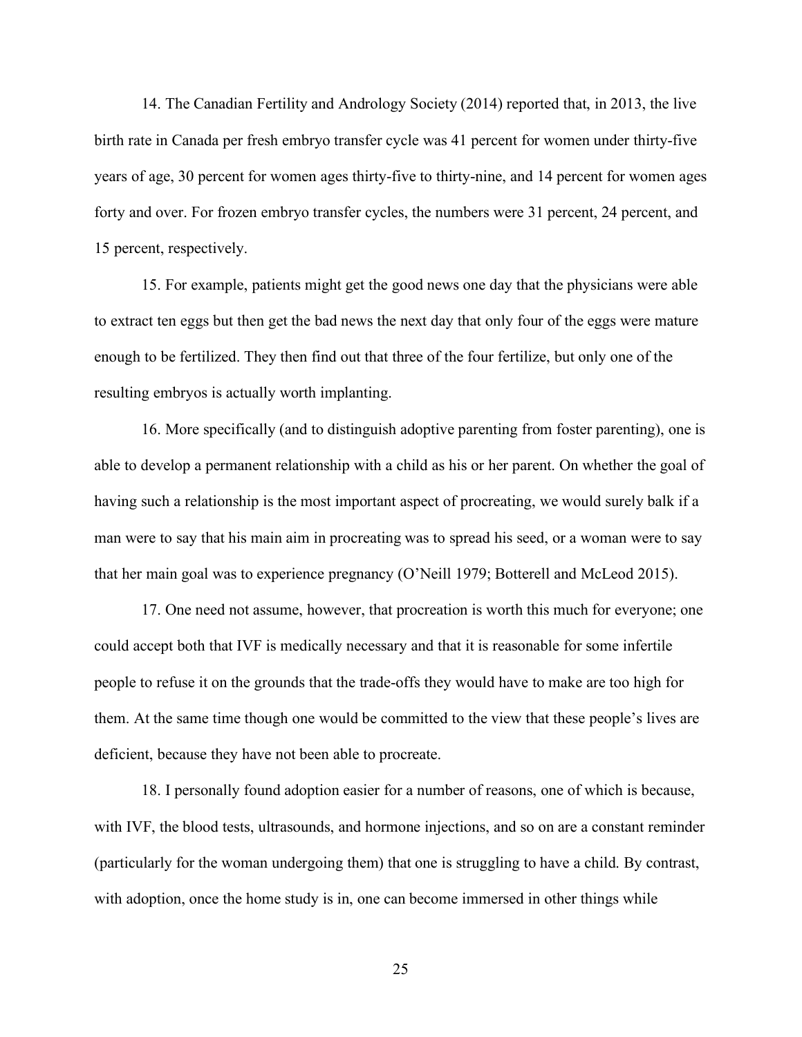14. The Canadian Fertility and Andrology Society (2014) reported that, in 2013, the live birth rate in Canada per fresh embryo transfer cycle was 41 percent for women under thirty-five years of age, 30 percent for women ages thirty-five to thirty-nine, and 14 percent for women ages forty and over. For frozen embryo transfer cycles, the numbers were 31 percent, 24 percent, and 15 percent, respectively.

15. For example, patients might get the good news one day that the physicians were able to extract ten eggs but then get the bad news the next day that only four of the eggs were mature enough to be fertilized. They then find out that three of the four fertilize, but only one of the resulting embryos is actually worth implanting.

16. More specifically (and to distinguish adoptive parenting from foster parenting), one is able to develop a permanent relationship with a child as his or her parent. On whether the goal of having such a relationship is the most important aspect of procreating, we would surely balk if a man were to say that his main aim in procreating was to spread his seed, or a woman were to say that her main goal was to experience pregnancy (O'Neill 1979; Botterell and McLeod 2015).

17. One need not assume, however, that procreation is worth this much for everyone; one could accept both that IVF is medically necessary and that it is reasonable for some infertile people to refuse it on the grounds that the trade-offs they would have to make are too high for them. At the same time though one would be committed to the view that these people's lives are deficient, because they have not been able to procreate.

18. I personally found adoption easier for a number of reasons, one of which is because, with IVF, the blood tests, ultrasounds, and hormone injections, and so on are a constant reminder (particularly for the woman undergoing them) that one is struggling to have a child. By contrast, with adoption, once the home study is in, one can become immersed in other things while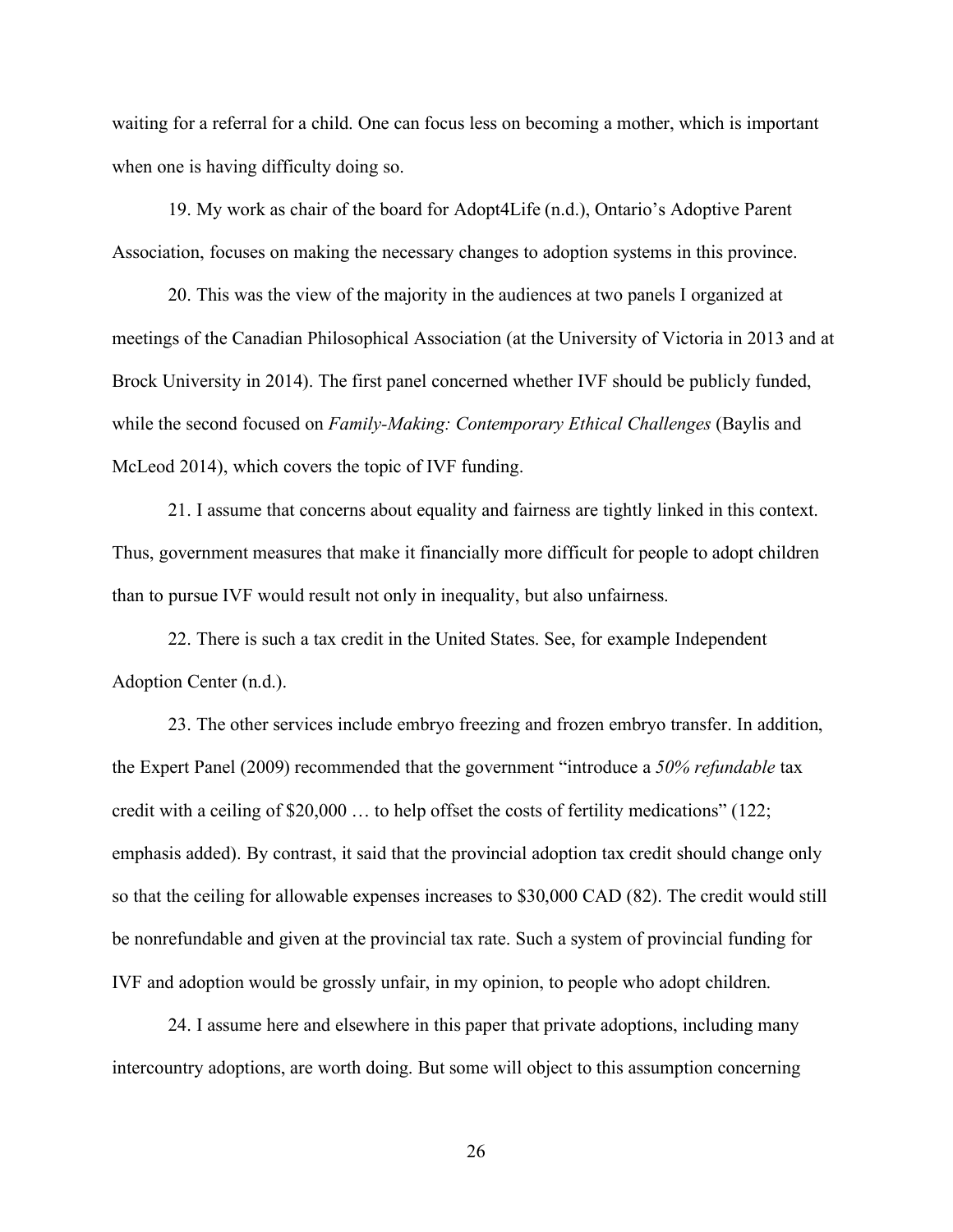waiting for a referral for a child. One can focus less on becoming a mother, which is important when one is having difficulty doing so.

19. My work as chair of the board for Adopt4Life (n.d.), Ontario's Adoptive Parent Association, focuses on making the necessary changes to adoption systems in this province.

20. This was the view of the majority in the audiences at two panels I organized at meetings of the Canadian Philosophical Association (at the University of Victoria in 2013 and at Brock University in 2014). The first panel concerned whether IVF should be publicly funded, while the second focused on *Family-Making: Contemporary Ethical Challenges* (Baylis and McLeod 2014), which covers the topic of IVF funding.

21. I assume that concerns about equality and fairness are tightly linked in this context. Thus, government measures that make it financially more difficult for people to adopt children than to pursue IVF would result not only in inequality, but also unfairness.

22. There is such a tax credit in the United States. See, for example Independent Adoption Center (n.d.).

23. The other services include embryo freezing and frozen embryo transfer. In addition, the Expert Panel (2009) recommended that the government "introduce a *50% refundable* tax credit with a ceiling of $20,000 … to help offset the costs of fertility medications" (122; emphasis added). By contrast, it said that the provincial adoption tax credit should change only so that the ceiling for allowable expenses increases to $30,000 CAD (82). The credit would still be nonrefundable and given at the provincial tax rate. Such a system of provincial funding for IVF and adoption would be grossly unfair, in my opinion, to people who adopt children.

24. I assume here and elsewhere in this paper that private adoptions, including many intercountry adoptions, are worth doing. But some will object to this assumption concerning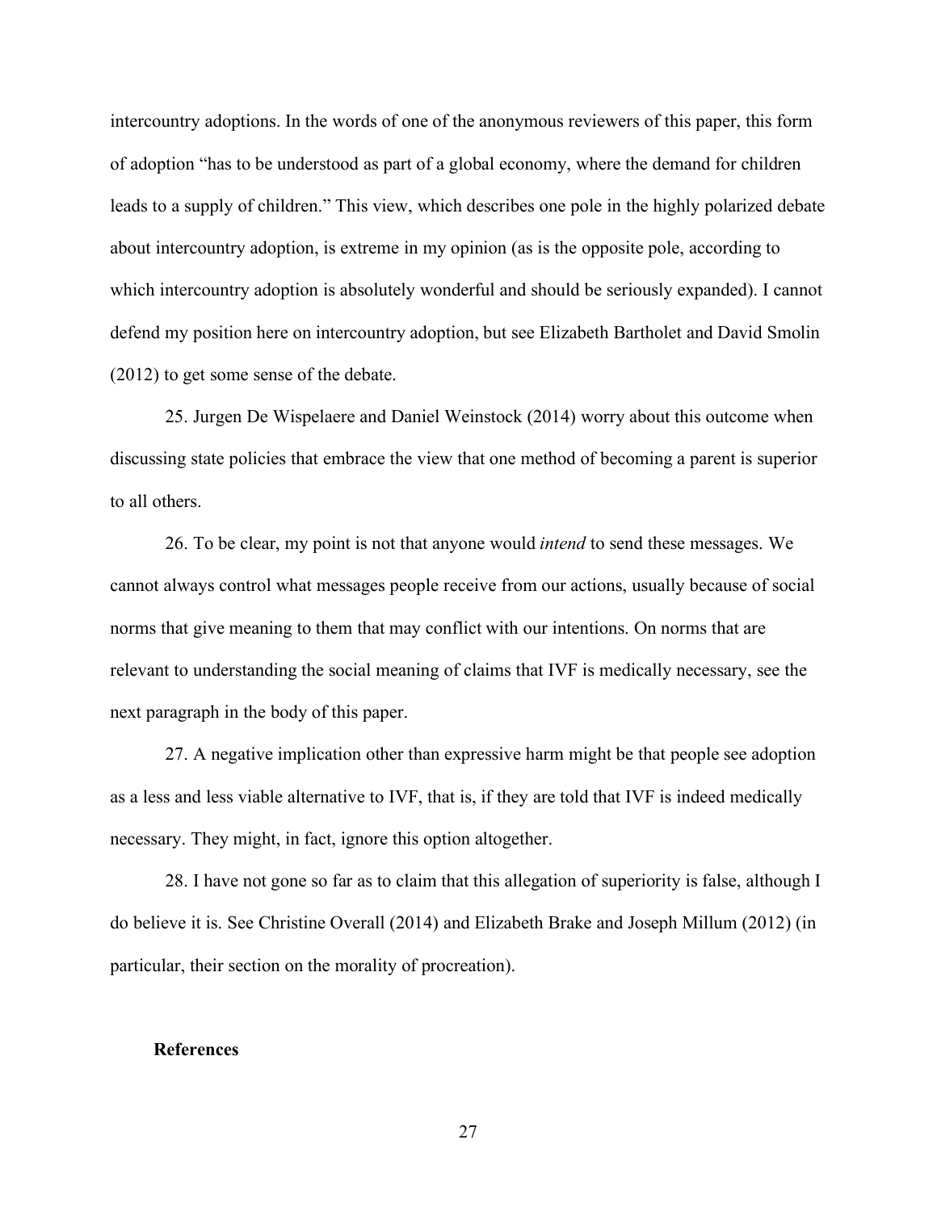intercountry adoptions. In the words of one of the anonymous reviewers of this paper, this form of adoption "has to be understood as part of a global economy, where the demand for children leads to a supply of children." This view, which describes one pole in the highly polarized debate about intercountry adoption, is extreme in my opinion (as is the opposite pole, according to which intercountry adoption is absolutely wonderful and should be seriously expanded). I cannot defend my position here on intercountry adoption, but see Elizabeth Bartholet and David Smolin (2012) to get some sense of the debate.

25. Jurgen De Wispelaere and Daniel Weinstock (2014) worry about this outcome when discussing state policies that embrace the view that one method of becoming a parent is superior to all others.

26. To be clear, my point is not that anyone would *intend* to send these messages. We cannot always control what messages people receive from our actions, usually because of social norms that give meaning to them that may conflict with our intentions. On norms that are relevant to understanding the social meaning of claims that IVF is medically necessary, see the next paragraph in the body of this paper.

27. A negative implication other than expressive harm might be that people see adoption as a less and less viable alternative to IVF, that is, if they are told that IVF is indeed medically necessary. They might, in fact, ignore this option altogether.

28. I have not gone so far as to claim that this allegation of superiority is false, although I do believe it is. See Christine Overall (2014) and Elizabeth Brake and Joseph Millum (2012) (in particular, their section on the morality of procreation).

## References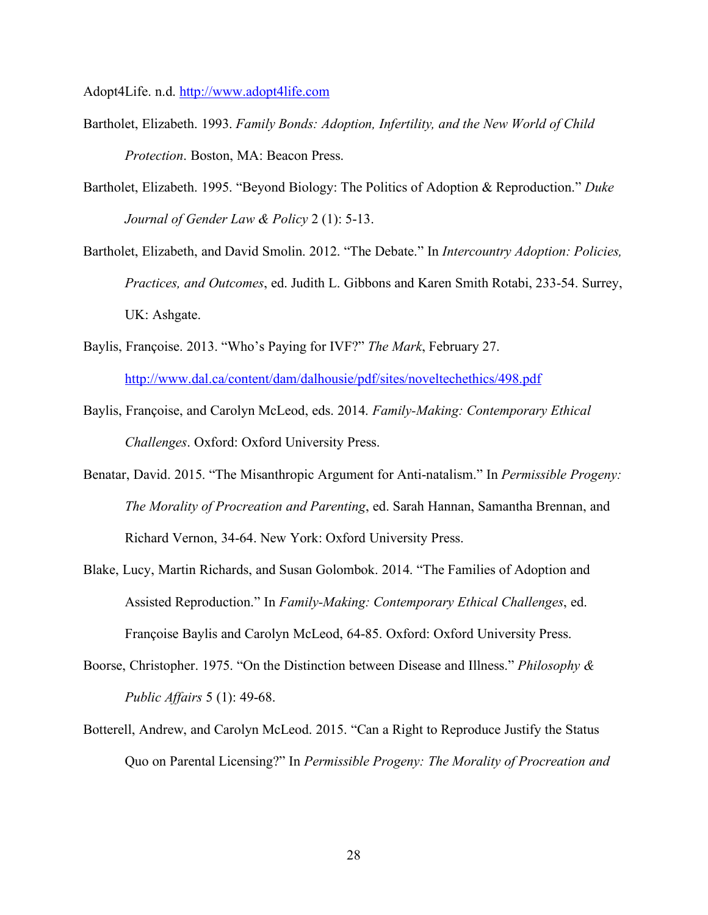Adopt4Life. n.d. http://www.adopt4life.com

Bartholet, Elizabeth. 1993. *Family Bonds: Adoption, Infertility, and the New World of Child Protection*. Boston, MA: Beacon Press.

Bartholet, Elizabeth. 1995. "Beyond Biology: The Politics of Adoption & Reproduction." *Duke Journal of Gender Law & Policy* 2 (1): 5-13.

Bartholet, Elizabeth, and David Smolin. 2012. "The Debate." In *Intercountry Adoption: Policies, Practices, and Outcomes*, ed. Judith L. Gibbons and Karen Smith Rotabi, 233-54. Surrey, UK: Ashgate.

Baylis, Françoise. 2013. "Who's Paying for IVF?" *The Mark*, February 27. http://www.dal.ca/content/dam/dalhousie/pdf/sites/noveltechethics/498.pdf

Baylis, Françoise, and Carolyn McLeod, eds. 2014. *Family-Making: Contemporary Ethical Challenges*. Oxford: Oxford University Press.

Benatar, David. 2015. "The Misanthropic Argument for Anti-natalism." In *Permissible Progeny: The Morality of Procreation and Parenting*, ed. Sarah Hannan, Samantha Brennan, and Richard Vernon, 34-64. New York: Oxford University Press.

Blake, Lucy, Martin Richards, and Susan Golombok. 2014. "The Families of Adoption and Assisted Reproduction." In *Family-Making: Contemporary Ethical Challenges*, ed. Françoise Baylis and Carolyn McLeod, 64-85. Oxford: Oxford University Press.

Boorse, Christopher. 1975. "On the Distinction between Disease and Illness." *Philosophy & Public Affairs* 5 (1): 49-68.

Botterell, Andrew, and Carolyn McLeod. 2015. "Can a Right to Reproduce Justify the Status Quo on Parental Licensing?" In *Permissible Progeny: The Morality of Procreation and*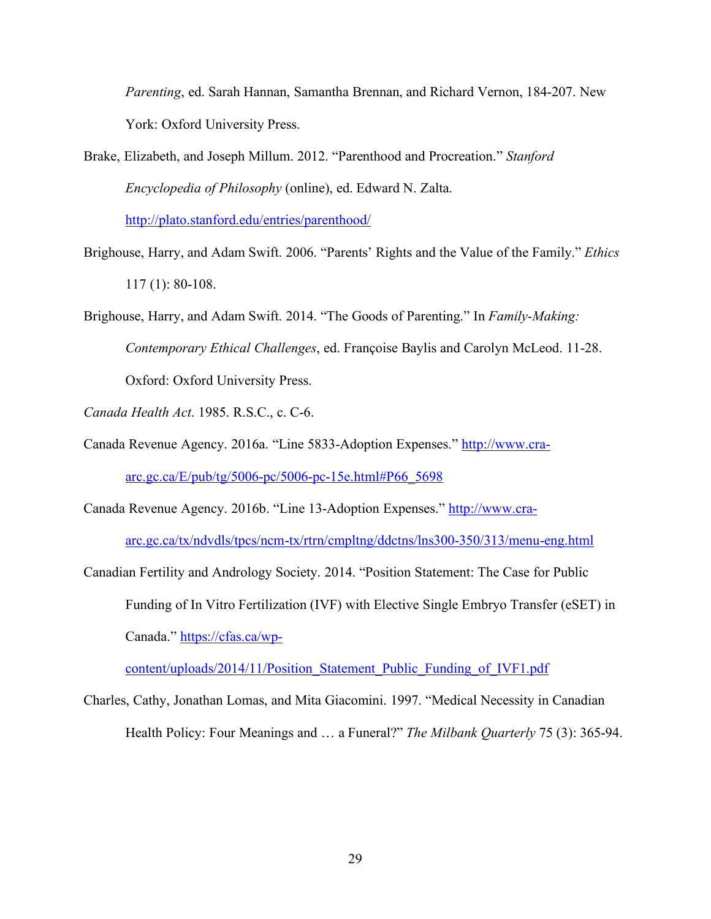*Parenting*, ed. Sarah Hannan, Samantha Brennan, and Richard Vernon, 184-207. New York: Oxford University Press.

Brake, Elizabeth, and Joseph Millum. 2012. "Parenthood and Procreation." *Stanford Encyclopedia of Philosophy* (online), ed. Edward N. Zalta. http://plato.stanford.edu/entries/parenthood/

Brighouse, Harry, and Adam Swift. 2006. "Parents' Rights and the Value of the Family." *Ethics* 117 (1): 80-108.

Brighouse, Harry, and Adam Swift. 2014. "The Goods of Parenting." In *Family-Making: Contemporary Ethical Challenges*, ed. Françoise Baylis and Carolyn McLeod. 11-28. Oxford: Oxford University Press.

*Canada Health Act*. 1985. R.S.C., c. C-6.

Canada Revenue Agency. 2016a. "Line 5833-Adoption Expenses." http://www.cra-arc.gc.ca/E/pub/tg/5006-pc/5006-pc-15e.html#P66_5698

Canada Revenue Agency. 2016b. "Line 13-Adoption Expenses." http://www.cra-arc.gc.ca/tx/ndvdls/tpcs/ncm-tx/rtrn/cmpltng/ddctns/lns300-350/313/menu-eng.html

Canadian Fertility and Andrology Society. 2014. "Position Statement: The Case for Public Funding of In Vitro Fertilization (IVF) with Elective Single Embryo Transfer (eSET) in Canada." https://cfas.ca/wp-content/uploads/2014/11/Position_Statement_Public_Funding_of_IVF1.pdf

Charles, Cathy, Jonathan Lomas, and Mita Giacomini. 1997. "Medical Necessity in Canadian Health Policy: Four Meanings and … a Funeral?" *The Milbank Quarterly* 75 (3): 365-94.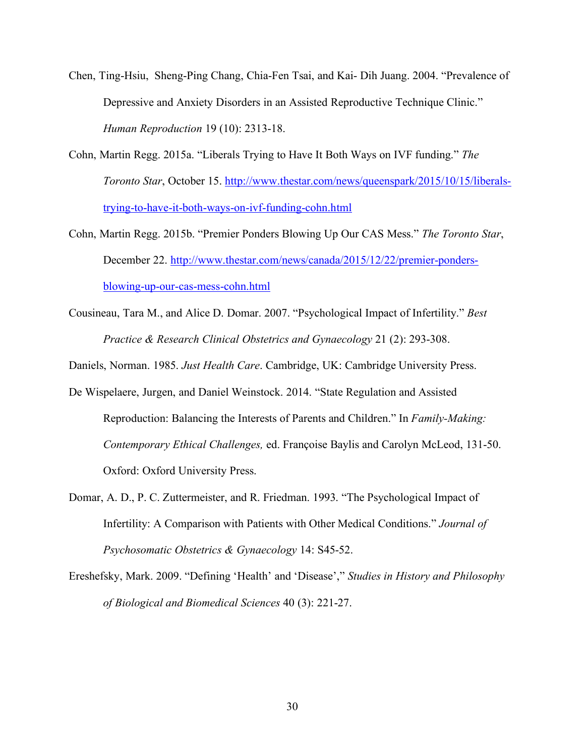Chen, Ting-Hsiu, Sheng-Ping Chang, Chia-Fen Tsai, and Kai- Dih Juang. 2004. "Prevalence of Depressive and Anxiety Disorders in an Assisted Reproductive Technique Clinic." *Human Reproduction* 19 (10): 2313-18.

Cohn, Martin Regg. 2015a. "Liberals Trying to Have It Both Ways on IVF funding." *The Toronto Star*, October 15. http://www.thestar.com/news/queenspark/2015/10/15/liberals-trying-to-have-it-both-ways-on-ivf-funding-cohn.html

Cohn, Martin Regg. 2015b. "Premier Ponders Blowing Up Our CAS Mess." *The Toronto Star*, December 22. http://www.thestar.com/news/canada/2015/12/22/premier-ponders-blowing-up-our-cas-mess-cohn.html

Cousineau, Tara M., and Alice D. Domar. 2007. "Psychological Impact of Infertility." *Best Practice & Research Clinical Obstetrics and Gynaecology* 21 (2): 293-308.

Daniels, Norman. 1985. *Just Health Care*. Cambridge, UK: Cambridge University Press.

De Wispelaere, Jurgen, and Daniel Weinstock. 2014. "State Regulation and Assisted Reproduction: Balancing the Interests of Parents and Children." In *Family-Making: Contemporary Ethical Challenges,* ed. Françoise Baylis and Carolyn McLeod, 131-50. Oxford: Oxford University Press.

Domar, A. D., P. C. Zuttermeister, and R. Friedman. 1993. "The Psychological Impact of Infertility: A Comparison with Patients with Other Medical Conditions." *Journal of Psychosomatic Obstetrics & Gynaecology* 14: S45-52.

Ereshefsky, Mark. 2009. "Defining 'Health' and 'Disease'," *Studies in History and Philosophy of Biological and Biomedical Sciences* 40 (3): 221-27.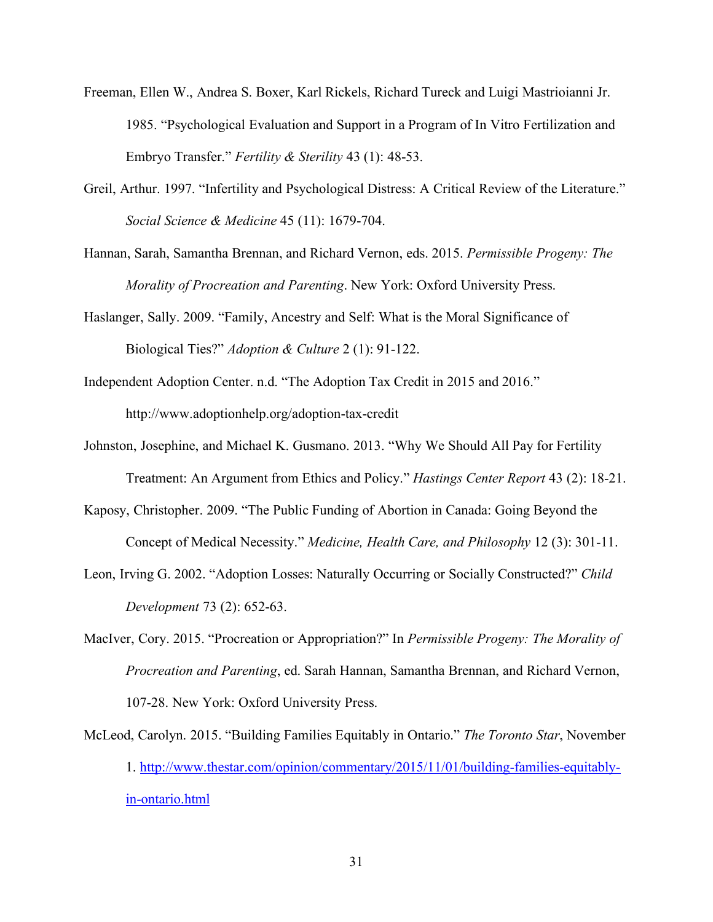Freeman, Ellen W., Andrea S. Boxer, Karl Rickels, Richard Tureck and Luigi Mastroianni Jr. 1985. "Psychological Evaluation and Support in a Program of In Vitro Fertilization and Embryo Transfer." *Fertility & Sterility* 43 (1): 48-53.

Greil, Arthur. 1997. "Infertility and Psychological Distress: A Critical Review of the Literature." *Social Science & Medicine* 45 (11): 1679-704.

Hannan, Sarah, Samantha Brennan, and Richard Vernon, eds. 2015. *Permissible Progeny: The Morality of Procreation and Parenting*. New York: Oxford University Press.

Haslanger, Sally. 2009. "Family, Ancestry and Self: What is the Moral Significance of Biological Ties?" *Adoption & Culture* 2 (1): 91-122.

Independent Adoption Center. n.d. "The Adoption Tax Credit in 2015 and 2016." http://www.adoptionhelp.org/adoption-tax-credit

Johnston, Josephine, and Michael K. Gusmano. 2013. "Why We Should All Pay for Fertility Treatment: An Argument from Ethics and Policy." *Hastings Center Report* 43 (2): 18-21.

Kaposy, Christopher. 2009. "The Public Funding of Abortion in Canada: Going Beyond the Concept of Medical Necessity." *Medicine, Health Care, and Philosophy* 12 (3): 301-11.

Leon, Irving G. 2002. "Adoption Losses: Naturally Occurring or Socially Constructed?" *Child Development* 73 (2): 652-63.

MacIver, Cory. 2015. "Procreation or Appropriation?" In *Permissible Progeny: The Morality of Procreation and Parenting*, ed. Sarah Hannan, Samantha Brennan, and Richard Vernon, 107-28. New York: Oxford University Press.

McLeod, Carolyn. 2015. "Building Families Equitably in Ontario." *The Toronto Star*, November 1. http://www.thestar.com/opinion/commentary/2015/11/01/building-families-equitably-in-ontario.html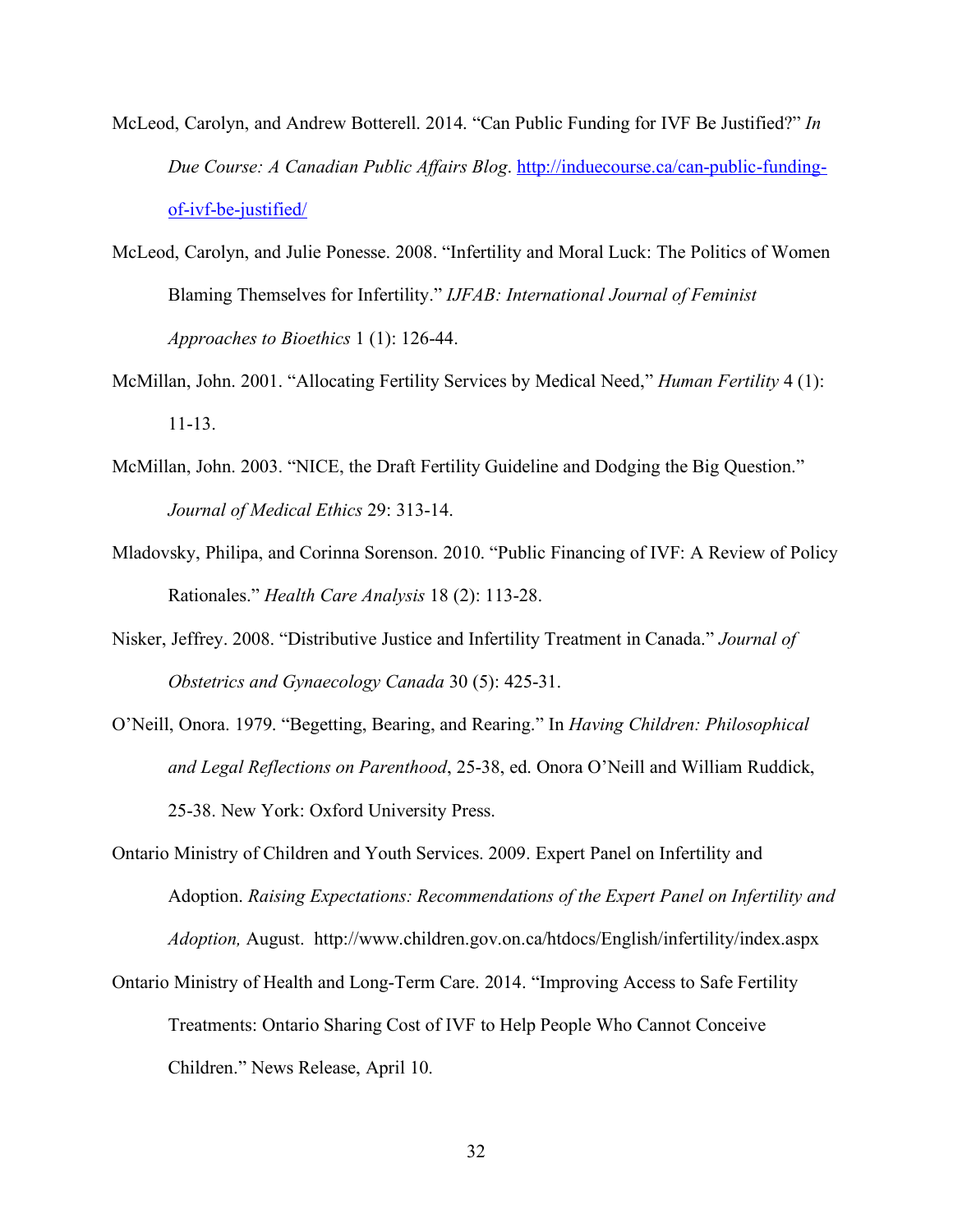McLeod, Carolyn, and Andrew Botterell. 2014. "Can Public Funding for IVF Be Justified?" *In Due Course: A Canadian Public Affairs Blog*. http://induecourse.ca/can-public-funding-of-ivf-be-justified/

McLeod, Carolyn, and Julie Ponesse. 2008. "Infertility and Moral Luck: The Politics of Women Blaming Themselves for Infertility." *IJFAB: International Journal of Feminist Approaches to Bioethics* 1 (1): 126-44.

McMillan, John. 2001. "Allocating Fertility Services by Medical Need," *Human Fertility* 4 (1): 11-13.

McMillan, John. 2003. "NICE, the Draft Fertility Guideline and Dodging the Big Question." *Journal of Medical Ethics* 29: 313-14.

Mladovsky, Philipa, and Corinna Sorenson. 2010. "Public Financing of IVF: A Review of Policy Rationales." *Health Care Analysis* 18 (2): 113-28.

Nisker, Jeffrey. 2008. "Distributive Justice and Infertility Treatment in Canada." *Journal of Obstetrics and Gynaecology Canada* 30 (5): 425-31.

O'Neill, Onora. 1979. "Begetting, Bearing, and Rearing." In *Having Children: Philosophical and Legal Reflections on Parenthood*, 25-38, ed. Onora O'Neill and William Ruddick, 25-38. New York: Oxford University Press.

Ontario Ministry of Children and Youth Services. 2009. Expert Panel on Infertility and Adoption. *Raising Expectations: Recommendations of the Expert Panel on Infertility and Adoption,* August. http://www.children.gov.on.ca/htdocs/English/infertility/index.aspx

Ontario Ministry of Health and Long-Term Care. 2014. "Improving Access to Safe Fertility Treatments: Ontario Sharing Cost of IVF to Help People Who Cannot Conceive Children." News Release, April 10.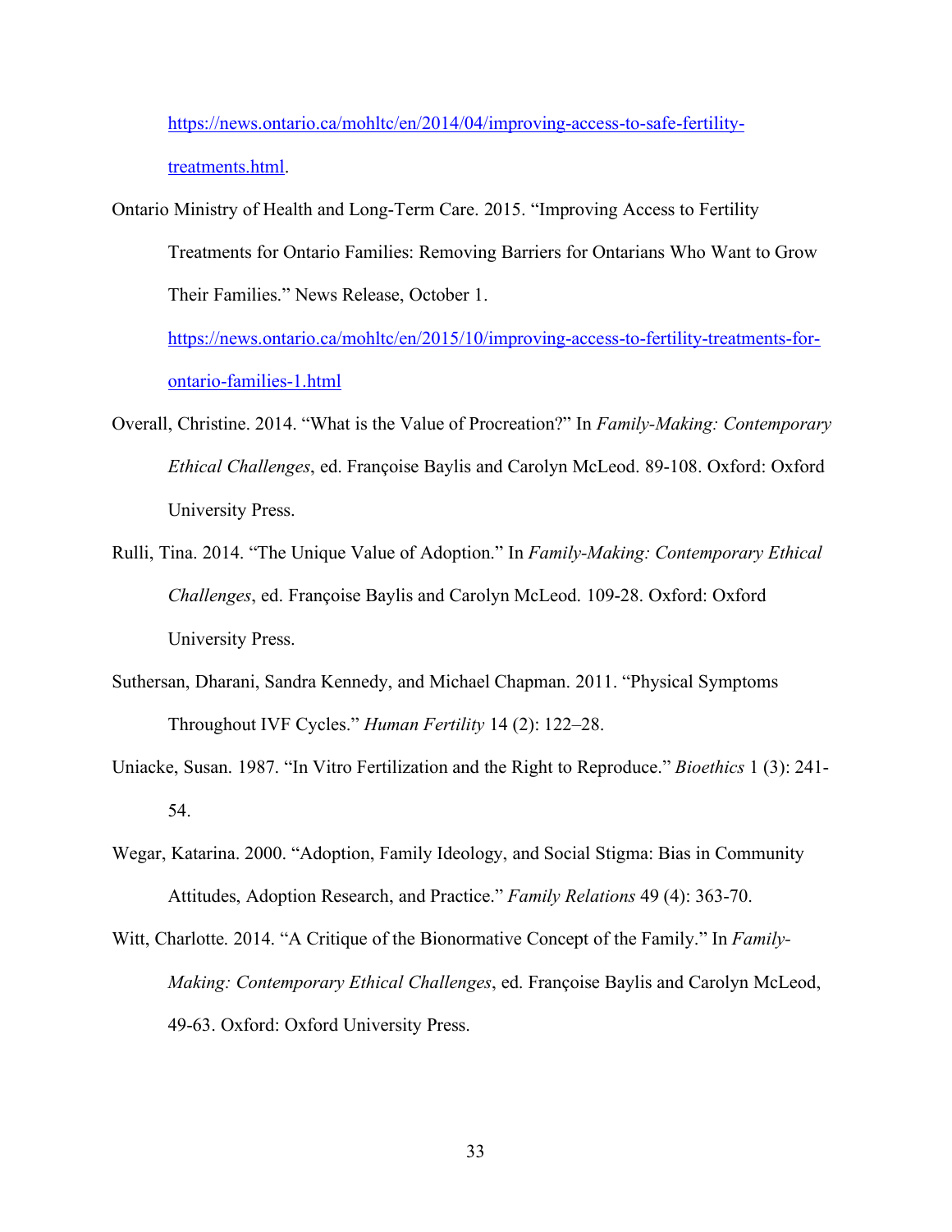https://news.ontario.ca/mohltc/en/2014/04/improving-access-to-safe-fertility-treatments.html.

Ontario Ministry of Health and Long-Term Care. 2015. "Improving Access to Fertility Treatments for Ontario Families: Removing Barriers for Ontarians Who Want to Grow Their Families." News Release, October 1. https://news.ontario.ca/mohltc/en/2015/10/improving-access-to-fertility-treatments-for-ontario-families-1.html

Overall, Christine. 2014. "What is the Value of Procreation?" In *Family-Making: Contemporary Ethical Challenges*, ed. Françoise Baylis and Carolyn McLeod. 89-108. Oxford: Oxford University Press.

Rulli, Tina. 2014. "The Unique Value of Adoption." In *Family-Making: Contemporary Ethical Challenges*, ed. Françoise Baylis and Carolyn McLeod. 109-28. Oxford: Oxford University Press.

Suthersan, Dharani, Sandra Kennedy, and Michael Chapman. 2011. "Physical Symptoms Throughout IVF Cycles." *Human Fertility* 14 (2): 122–28.

Uniacke, Susan. 1987. "In Vitro Fertilization and the Right to Reproduce." *Bioethics* 1 (3): 241-54.

Wegar, Katarina. 2000. "Adoption, Family Ideology, and Social Stigma: Bias in Community Attitudes, Adoption Research, and Practice." *Family Relations* 49 (4): 363-70.

Witt, Charlotte. 2014. "A Critique of the Bionormative Concept of the Family." In *Family-Making: Contemporary Ethical Challenges*, ed. Françoise Baylis and Carolyn McLeod, 49-63. Oxford: Oxford University Press.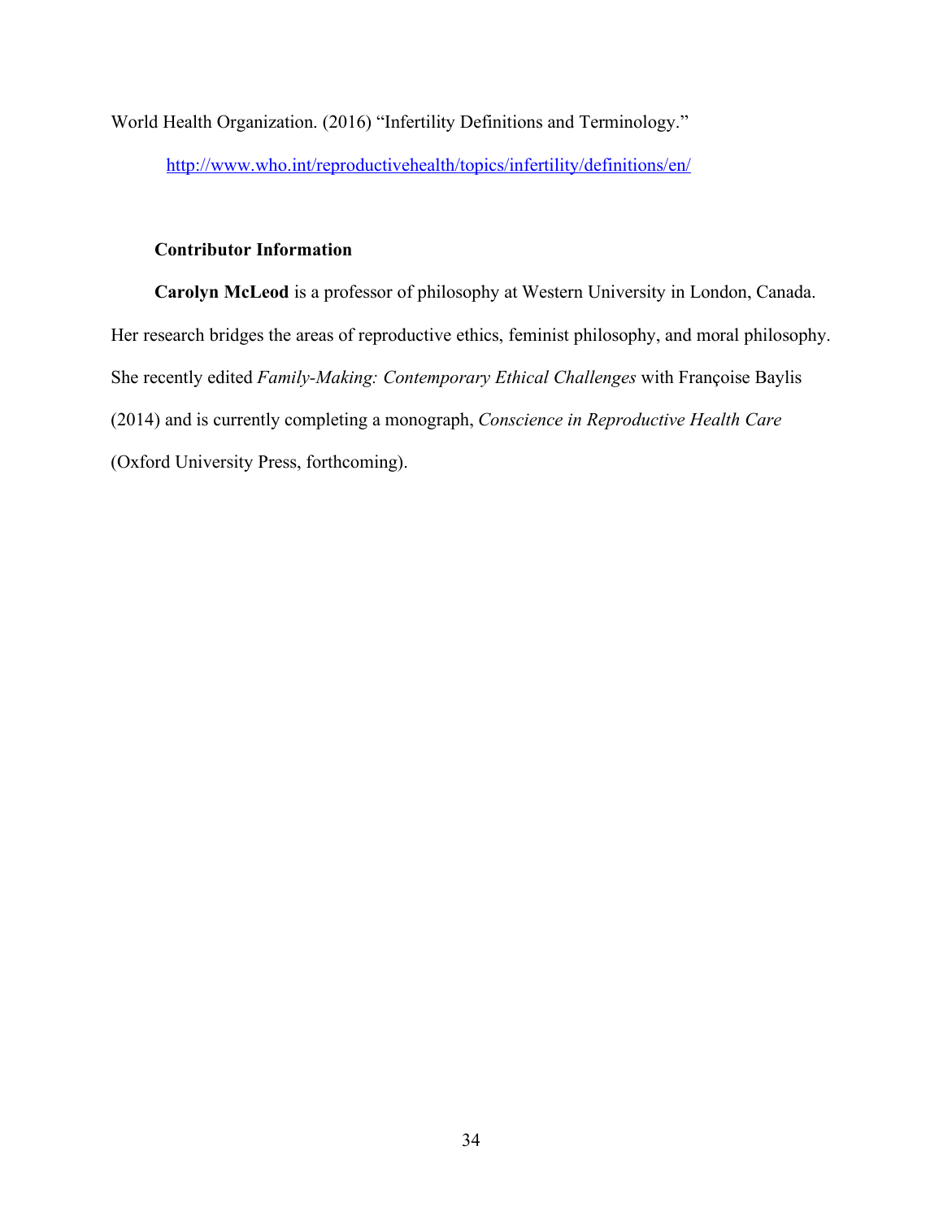World Health Organization. (2016) "Infertility Definitions and Terminology." http://www.who.int/reproductivehealth/topics/infertility/definitions/en/

## Contributor Information

**Carolyn McLeod** is a professor of philosophy at Western University in London, Canada. Her research bridges the areas of reproductive ethics, feminist philosophy, and moral philosophy. She recently edited *Family-Making: Contemporary Ethical Challenges* with Françoise Baylis (2014) and is currently completing a monograph, *Conscience in Reproductive Health Care* (Oxford University Press, forthcoming).